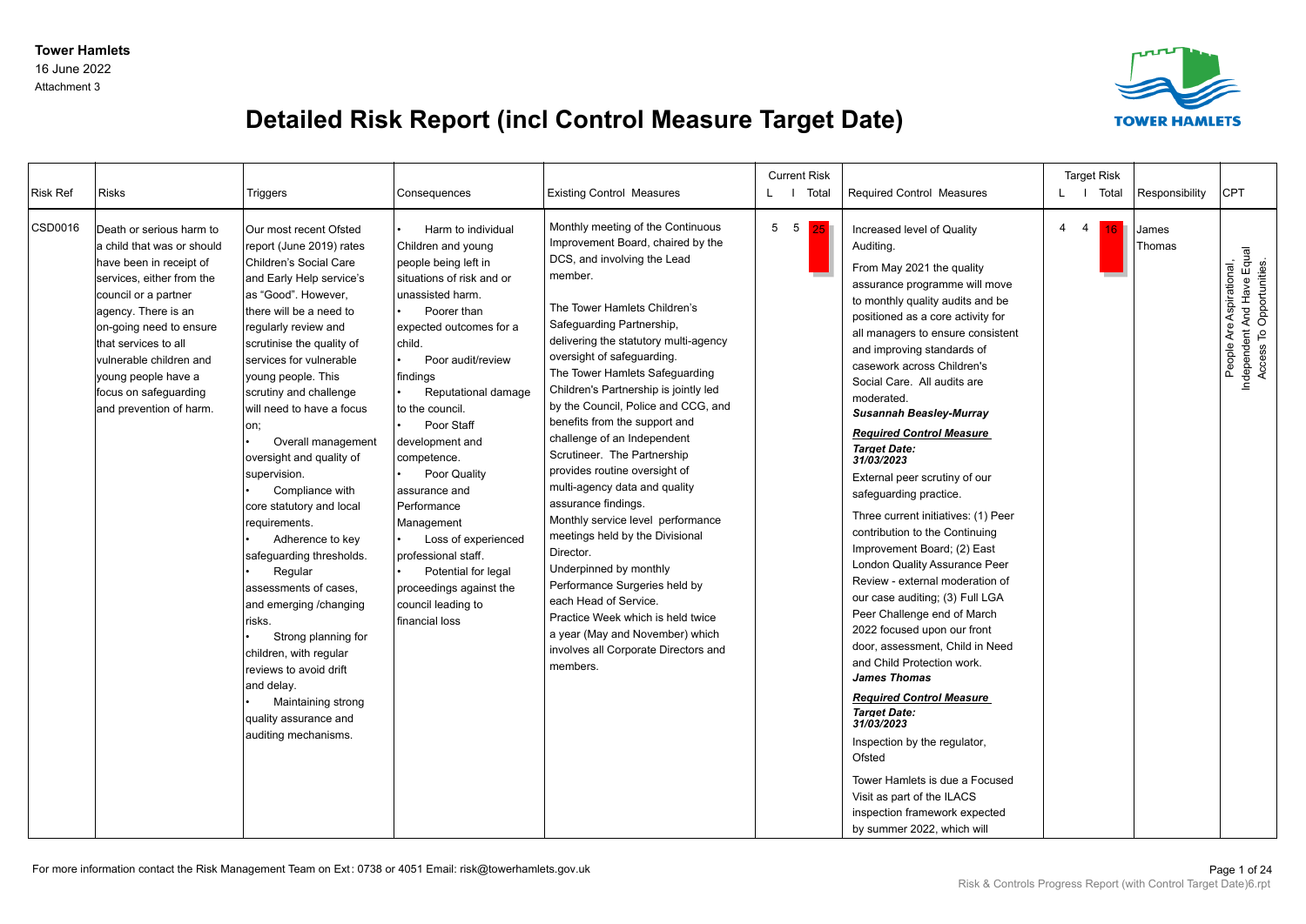**Tower Hamlets**
16 June 2022
Attachment 3

# Detailed Risk Report (incl Control Measure Target Date)

| Risk Ref | Risks | Triggers | Consequences | Existing Control Measures | Current Risk L | Current Risk I | Current Risk Total | Required Control Measures | Target Risk L | Target Risk I | Target Risk Total | Responsibility | CPT |
|---|---|---|---|---|---|---|---|---|---|---|---|---|---|
| CSD0016 | Death or serious harm to a child that was or should have been in receipt of services, either from the council or a partner agency. There is an on-going need to ensure that services to all vulnerable children and young people have a focus on safeguarding and prevention of harm. | Our most recent Ofsted report (June 2019) rates Children's Social Care and Early Help service's as "Good". However, there will be a need to regularly review and scrutinise the quality of services for vulnerable young people. This scrutiny and challenge will need to have a focus on;<br>• Overall management oversight and quality of supervision.<br>• Compliance with core statutory and local requirements.<br>• Adherence to key safeguarding thresholds.<br>• Regular assessments of cases, and emerging /changing risks.<br>• Strong planning for children, with regular reviews to avoid drift and delay.<br>• Maintaining strong quality assurance and auditing mechanisms. | • Harm to individual Children and young people being left in situations of risk and or unassisted harm.<br>• Poorer than expected outcomes for a child.<br>• Poor audit/review findings<br>• Reputational damage to the council.<br>• Poor Staff development and competence.<br>• Poor Quality assurance and Performance Management<br>• Loss of experienced professional staff.<br>• Potential for legal proceedings against the council leading to financial loss | Monthly meeting of the Continuous Improvement Board, chaired by the DCS, and involving the Lead member.<br><br>The Tower Hamlets Children's Safeguarding Partnership, delivering the statutory multi-agency oversight of safeguarding.<br>The Tower Hamlets Safeguarding Children's Partnership is jointly led by the Council, Police and CCG, and benefits from the support and challenge of an Independent Scrutineer. The Partnership provides routine oversight of multi-agency data and quality assurance findings.<br>Monthly service level performance meetings held by the Divisional Director.<br>Underpinned by monthly Performance Surgeries held by each Head of Service.<br>Practice Week which is held twice a year (May and November) which involves all Corporate Directors and members. | 5 | 5 | 25 | Increased level of Quality Auditing.<br>From May 2021 the quality assurance programme will move to monthly quality audits and be positioned as a core activity for all managers to ensure consistent and improving standards of casework across Children's Social Care. All audits are moderated.<br>***Susannah Beasley-Murray***<br>***Required Control Measure***<br>***Target Date: 31/03/2023***<br>External peer scrutiny of our safeguarding practice.<br>Three current initiatives: (1) Peer contribution to the Continuing Improvement Board; (2) East London Quality Assurance Peer Review - external moderation of our case auditing; (3) Full LGA Peer Challenge end of March 2022 focused upon our front door, assessment, Child in Need and Child Protection work.<br>***James Thomas***<br>***Required Control Measure***<br>***Target Date: 31/03/2023***<br>Inspection by the regulator, Ofsted<br>Tower Hamlets is due a Focused Visit as part of the ILACS inspection framework expected by summer 2022, which will | 4 | 4 | 16 | James Thomas | People Are Aspirational, Independent And Have Equal Access To Opportunities. |

For more information contact the Risk Management Team on Ext: 0738 or 4051 Email: risk@towerhamlets.gov.uk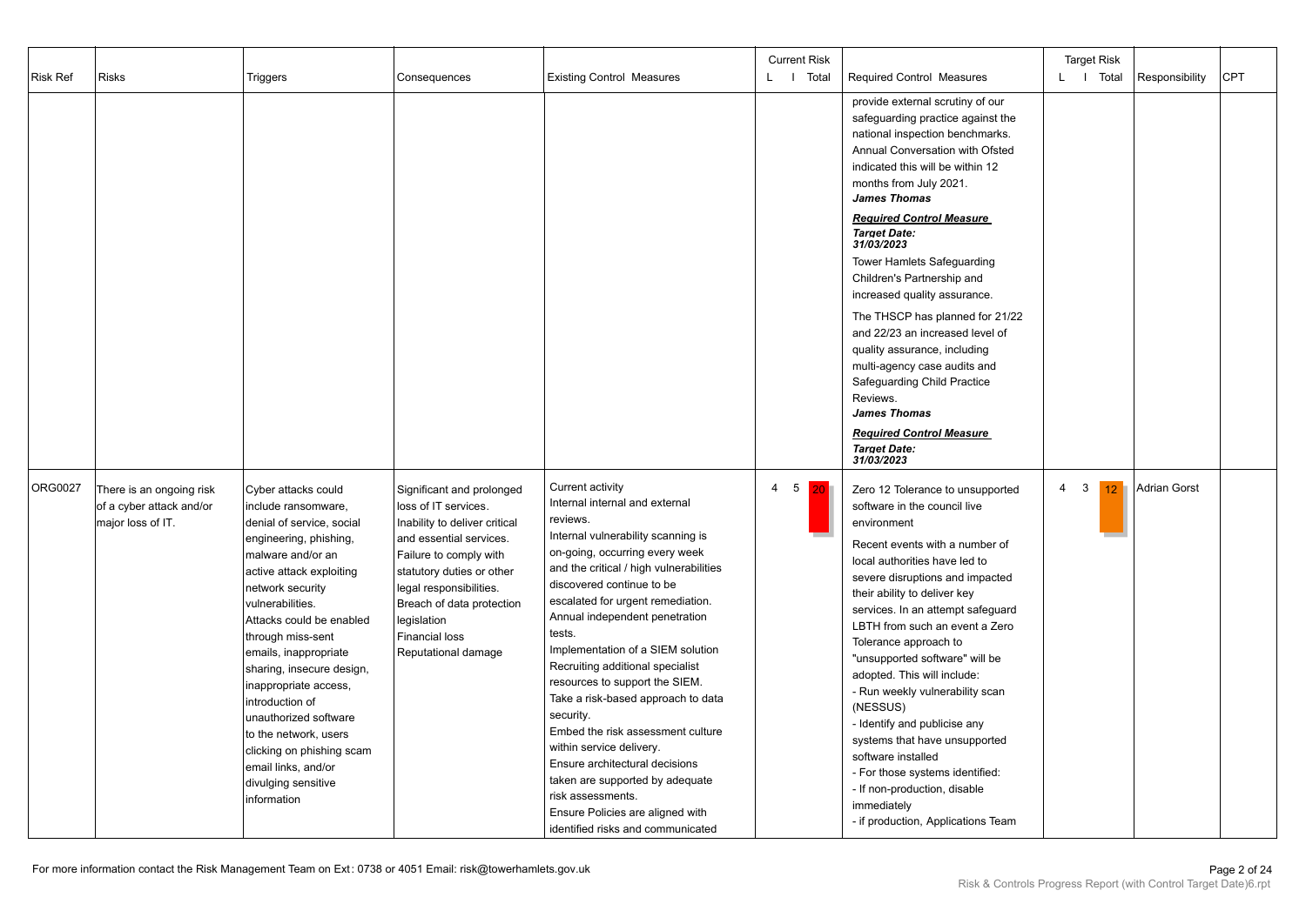| Risk Ref | Risks | Triggers | Consequences | Existing Control Measures | Current Risk L | Current Risk I | Current Risk Total | Required Control Measures | Target Risk L | Target Risk I | Target Risk Total | Responsibility | CPT |
|---|---|---|---|---|---|---|---|---|---|---|---|---|---|
| | | | | | | | | provide external scrutiny of our safeguarding practice against the national inspection benchmarks. Annual Conversation with Ofsted indicated this will be within 12 months from July 2021.<br>***James Thomas***<br>***Required Control Measure***<br>***Target Date: 31/03/2023***<br>Tower Hamlets Safeguarding Children's Partnership and increased quality assurance.<br>The THSCP has planned for 21/22 and 22/23 an increased level of quality assurance, including multi-agency case audits and Safeguarding Child Practice Reviews.<br>***James Thomas***<br>***Required Control Measure***<br>***Target Date: 31/03/2023*** | | | | | |
| ORG0027 | There is an ongoing risk of a cyber attack and/or major loss of IT. | Cyber attacks could include ransomware, denial of service, social engineering, phishing, malware and/or an active attack exploiting network security vulnerabilities.<br>Attacks could be enabled through miss-sent emails, inappropriate sharing, insecure design, inappropriate access, introduction of unauthorized software to the network, users clicking on phishing scam email links, and/or divulging sensitive information | Significant and prolonged loss of IT services.<br>Inability to deliver critical and essential services.<br>Failure to comply with statutory duties or other legal responsibilities.<br>Breach of data protection legislation<br>Financial loss<br>Reputational damage | Current activity<br>Internal internal and external reviews.<br>Internal vulnerability scanning is on-going, occurring every week and the critical / high vulnerabilities discovered continue to be escalated for urgent remediation.<br>Annual independent penetration tests.<br>Implementation of a SIEM solution<br>Recruiting additional specialist resources to support the SIEM.<br>Take a risk-based approach to data security.<br>Embed the risk assessment culture within service delivery.<br>Ensure architectural decisions taken are supported by adequate risk assessments.<br>Ensure Policies are aligned with identified risks and communicated | 4 | 5 | 20 | Zero 12 Tolerance to unsupported software in the council live environment<br>Recent events with a number of local authorities have led to severe disruptions and impacted their ability to deliver key services. In an attempt safeguard LBTH from such an event a Zero Tolerance approach to "unsupported software" will be adopted. This will include:<br>- Run weekly vulnerability scan (NESSUS)<br>- Identify and publicise any systems that have unsupported software installed<br>- For those systems identified:<br>- If non-production, disable immediately<br>- if production, Applications Team | 4 | 3 | 12 | Adrian Gorst | |

For more information contact the Risk Management Team on Ext: 0738 or 4051 Email: risk@towerhamlets.gov.uk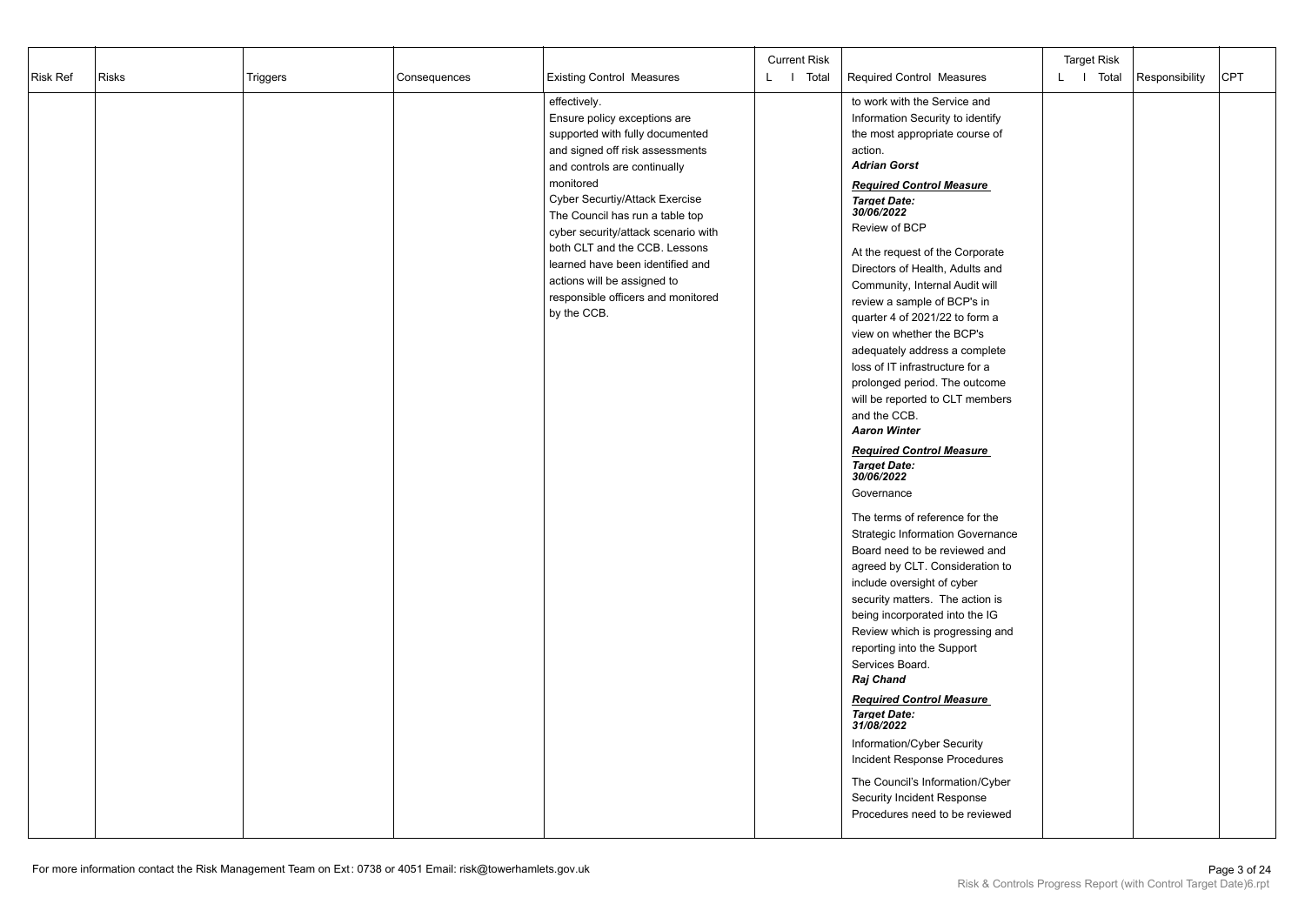| Risk Ref | Risks | Triggers | Consequences | Existing Control Measures | Current Risk L | I | Total | Required Control Measures | Target Risk L | I | Total | Responsibility | CPT |
|---|---|---|---|---|---|---|---|---|---|---|---|---|---|
| | | | | effectively.<br>Ensure policy exceptions are supported with fully documented and signed off risk assessments and controls are continually monitored<br>Cyber Securtiy/Attack Exercise<br>The Council has run a table top cyber security/attack scenario with both CLT and the CCB. Lessons learned have been identified and actions will be assigned to responsible officers and monitored by the CCB. | | | | to work with the Service and Information Security to identify the most appropriate course of action.<br>***Adrian Gorst***<br>***Required Control Measure***<br>***Target Date: 30/06/2022***<br>Review of BCP<br>At the request of the Corporate Directors of Health, Adults and Community, Internal Audit will review a sample of BCP's in quarter 4 of 2021/22 to form a view on whether the BCP's adequately address a complete loss of IT infrastructure for a prolonged period. The outcome will be reported to CLT members and the CCB.<br>***Aaron Winter***<br>***Required Control Measure***<br>***Target Date: 30/06/2022***<br>Governance<br>The terms of reference for the Strategic Information Governance Board need to be reviewed and agreed by CLT. Consideration to include oversight of cyber security matters. The action is being incorporated into the IG Review which is progressing and reporting into the Support Services Board.<br>***Raj Chand***<br>***Required Control Measure***<br>***Target Date: 31/08/2022***<br>Information/Cyber Security Incident Response Procedures<br>The Council's Information/Cyber Security Incident Response Procedures need to be reviewed | | | | | |

For more information contact the Risk Management Team on Ext: 0738 or 4051 Email: risk@towerhamlets.gov.uk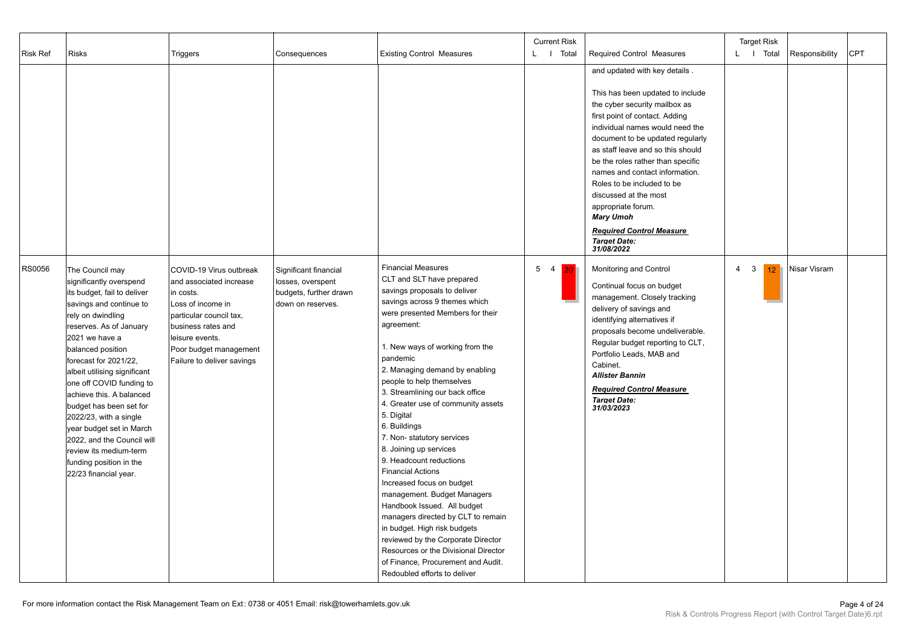| Risk Ref | Risks | Triggers | Consequences | Existing Control Measures | Current Risk L | Current Risk I | Current Risk Total | Required Control Measures | Target Risk L | Target Risk I | Target Risk Total | Responsibility | CPT |
|---|---|---|---|---|---|---|---|---|---|---|---|---|---|
| | | | | | | | | and updated with key details .<br><br>This has been updated to include the cyber security mailbox as first point of contact. Adding individual names would need the document to be updated regularly as staff leave and so this should be the roles rather than specific names and contact information. Roles to be included to be discussed at the most appropriate forum.<br>***Mary Umoh***<br>***Required Control Measure***<br>***Target Date:***<br>***31/08/2022*** | | | | | |
| RS0056 | The Council may significantly overspend its budget, fail to deliver savings and continue to rely on dwindling reserves. As of January 2021 we have a balanced position forecast for 2021/22, albeit utilising significant one off COVID funding to achieve this. A balanced budget has been set for 2022/23, with a single year budget set in March 2022, and the Council will review its medium-term funding position in the 22/23 financial year. | COVID-19 Virus outbreak and associated increase in costs.<br>Loss of income in particular council tax, business rates and leisure events.<br>Poor budget management<br>Failure to deliver savings | Significant financial losses, overspent budgets, further drawn down on reserves. | Financial Measures<br>CLT and SLT have prepared savings proposals to deliver savings across 9 themes which were presented Members for their agreement:<br><br>1. New ways of working from the pandemic<br>2. Managing demand by enabling people to help themselves<br>3. Streamlining our back office<br>4. Greater use of community assets<br>5. Digital<br>6. Buildings<br>7. Non- statutory services<br>8. Joining up services<br>9. Headcount reductions<br>Financial Actions<br>Increased focus on budget management. Budget Managers Handbook Issued. All budget managers directed by CLT to remain in budget. High risk budgets reviewed by the Corporate Director Resources or the Divisional Director of Finance, Procurement and Audit. Redoubled efforts to deliver | 5 | 4 | 20 | Monitoring and Control<br><br>Continual focus on budget management. Closely tracking delivery of savings and identifying alternatives if proposals become undeliverable. Regular budget reporting to CLT, Portfolio Leads, MAB and Cabinet.<br>***Allister Bannin***<br>***Required Control Measure***<br>***Target Date:***<br>***31/03/2023*** | 4 | 3 | 12 | Nisar Visram | |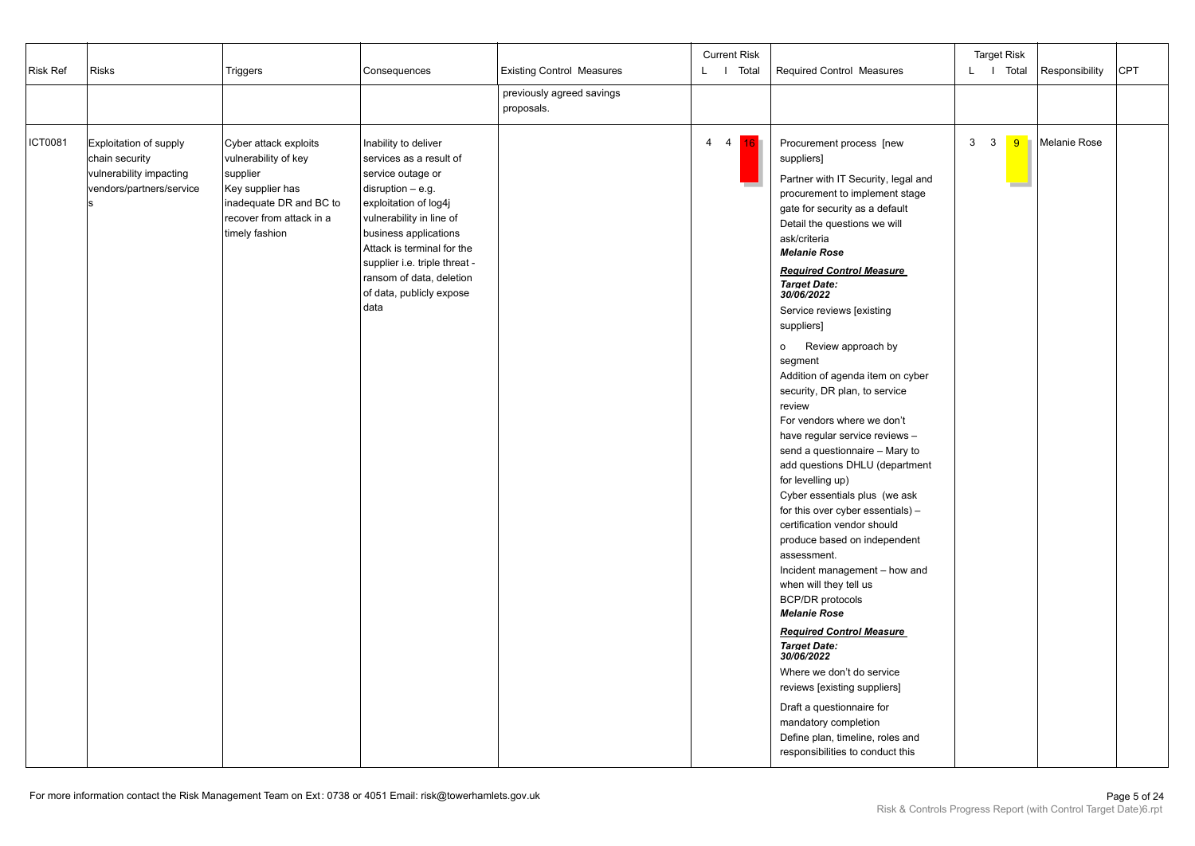| Risk Ref | Risks | Triggers | Consequences | Existing Control Measures | Current Risk L | Current Risk I | Current Risk Total | Required Control Measures | Target Risk L | Target Risk I | Target Risk Total | Responsibility | CPT |
|---|---|---|---|---|---|---|---|---|---|---|---|---|---|
| | | | | previously agreed savings proposals. | | | | | | | | | |
| ICT0081 | Exploitation of supply chain security vulnerability impacting vendors/partners/services | Cyber attack exploits vulnerability of key supplier<br>Key supplier has inadequate DR and BC to recover from attack in a timely fashion | Inability to deliver services as a result of service outage or disruption – e.g. exploitation of log4j vulnerability in line of business applications<br>Attack is terminal for the supplier i.e. triple threat - ransom of data, deletion of data, publicly expose data | | 4 | 4 | 16 | Procurement process [new suppliers]<br>Partner with IT Security, legal and procurement to implement stage gate for security as a default<br>Detail the questions we will ask/criteria<br>***Melanie Rose***<br>***Required Control Measure***<br>***Target Date: 30/06/2022***<br>Service reviews [existing suppliers]<br>o Review approach by segment<br>Addition of agenda item on cyber security, DR plan, to service review<br>For vendors where we don't have regular service reviews – send a questionnaire – Mary to add questions DHLU (department for levelling up)<br>Cyber essentials plus (we ask for this over cyber essentials) – certification vendor should produce based on independent assessment.<br>Incident management – how and when will they tell us<br>BCP/DR protocols<br>***Melanie Rose***<br>***Required Control Measure***<br>***Target Date: 30/06/2022***<br>Where we don't do service reviews [existing suppliers]<br>Draft a questionnaire for mandatory completion<br>Define plan, timeline, roles and responsibilities to conduct this | 3 | 3 | 9 | Melanie Rose | |

For more information contact the Risk Management Team on Ext: 0738 or 4051 Email: risk@towerhamlets.gov.uk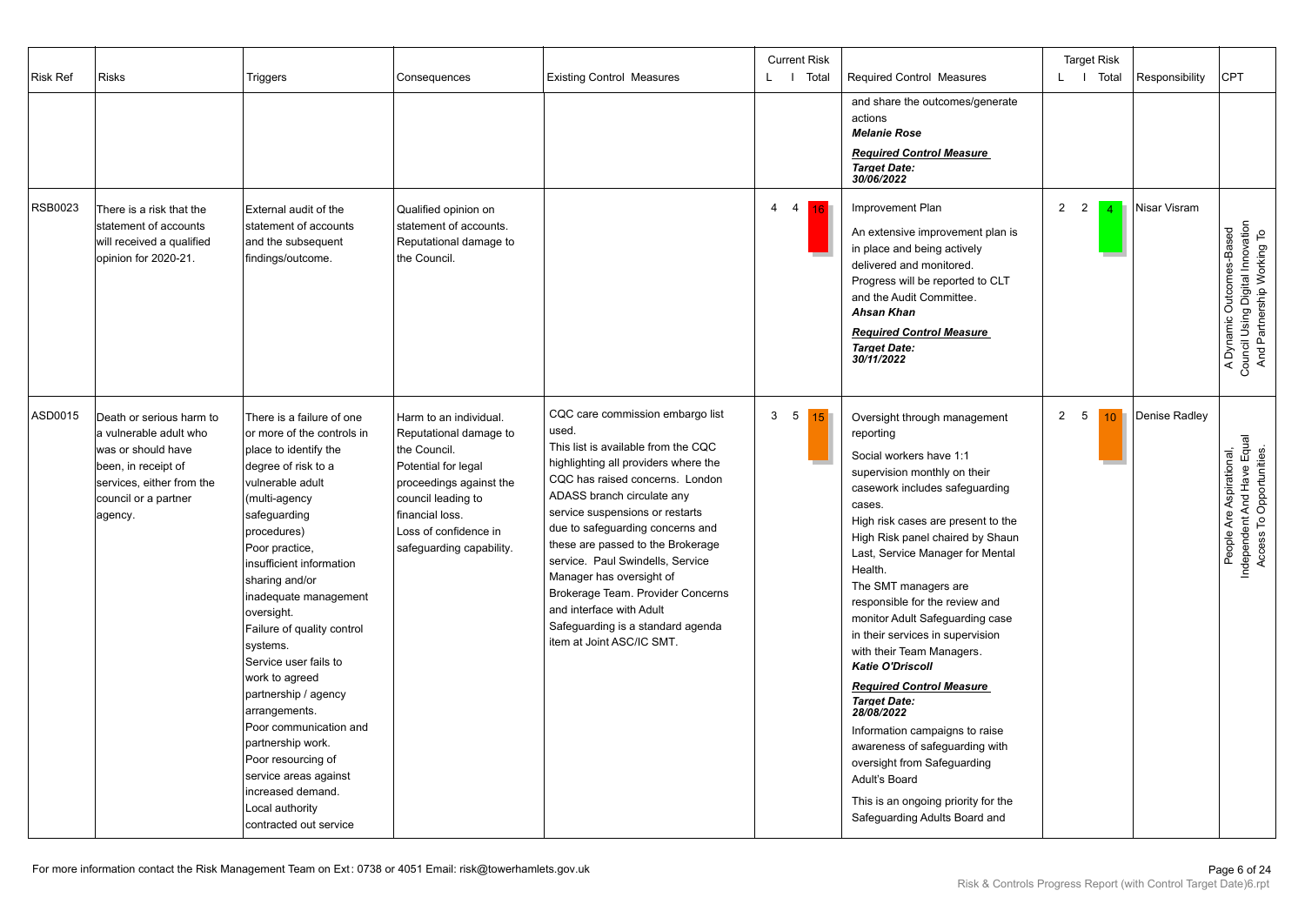| Risk Ref | Risks | Triggers | Consequences | Existing Control Measures | Current Risk L | Current Risk I | Current Risk Total | Required Control Measures | Target Risk L | Target Risk I | Target Risk Total | Responsibility | CPT |
|---|---|---|---|---|---|---|---|---|---|---|---|---|---|
| | | | | | | | | and share the outcomes/generate actions<br>***Melanie Rose***<br>***Required Control Measure***<br>***Target Date: 30/06/2022*** | | | | | |
| RSB0023 | There is a risk that the statement of accounts will received a qualified opinion for 2020-21. | External audit of the statement of accounts and the subsequent findings/outcome. | Qualified opinion on statement of accounts. Reputational damage to the Council. | | 4 | 4 | 16 | Improvement Plan<br>An extensive improvement plan is in place and being actively delivered and monitored. Progress will be reported to CLT and the Audit Committee.<br>***Ahsan Khan***<br>***Required Control Measure***<br>***Target Date: 30/11/2022*** | 2 | 2 | 4 | Nisar Visram | A Dynamic Outcomes-Based Council Using Digital Innovation And Partnership Working To |
| ASD0015 | Death or serious harm to a vulnerable adult who was or should have been, in receipt of services, either from the council or a partner agency. | There is a failure of one or more of the controls in place to identify the degree of risk to a vulnerable adult (multi-agency safeguarding procedures)<br>Poor practice, insufficient information sharing and/or inadequate management oversight.<br>Failure of quality control systems.<br>Service user fails to work to agreed partnership / agency arrangements.<br>Poor communication and partnership work.<br>Poor resourcing of service areas against increased demand.<br>Local authority contracted out service | Harm to an individual. Reputational damage to the Council.<br>Potential for legal proceedings against the council leading to financial loss.<br>Loss of confidence in safeguarding capability. | CQC care commission embargo list used.<br>This list is available from the CQC highlighting all providers where the CQC has raised concerns. London ADASS branch circulate any service suspensions or restarts due to safeguarding concerns and these are passed to the Brokerage service. Paul Swindells, Service Manager has oversight of Brokerage Team. Provider Concerns and interface with Adult Safeguarding is a standard agenda item at Joint ASC/IC SMT. | 3 | 5 | 15 | Oversight through management reporting<br>Social workers have 1:1 supervision monthly on their casework includes safeguarding cases.<br>High risk cases are present to the High Risk panel chaired by Shaun Last, Service Manager for Mental Health.<br>The SMT managers are responsible for the review and monitor Adult Safeguarding case in their services in supervision with their Team Managers.<br>***Katie O'Driscoll***<br>***Required Control Measure***<br>***Target Date: 28/08/2022***<br>Information campaigns to raise awareness of safeguarding with oversight from Safeguarding Adult's Board<br>This is an ongoing priority for the Safeguarding Adults Board and | 2 | 5 | 10 | Denise Radley | People Are Aspirational, Independent And Have Equal Access To Opportunities. |

For more information contact the Risk Management Team on Ext: 0738 or 4051 Email: risk@towerhamlets.gov.uk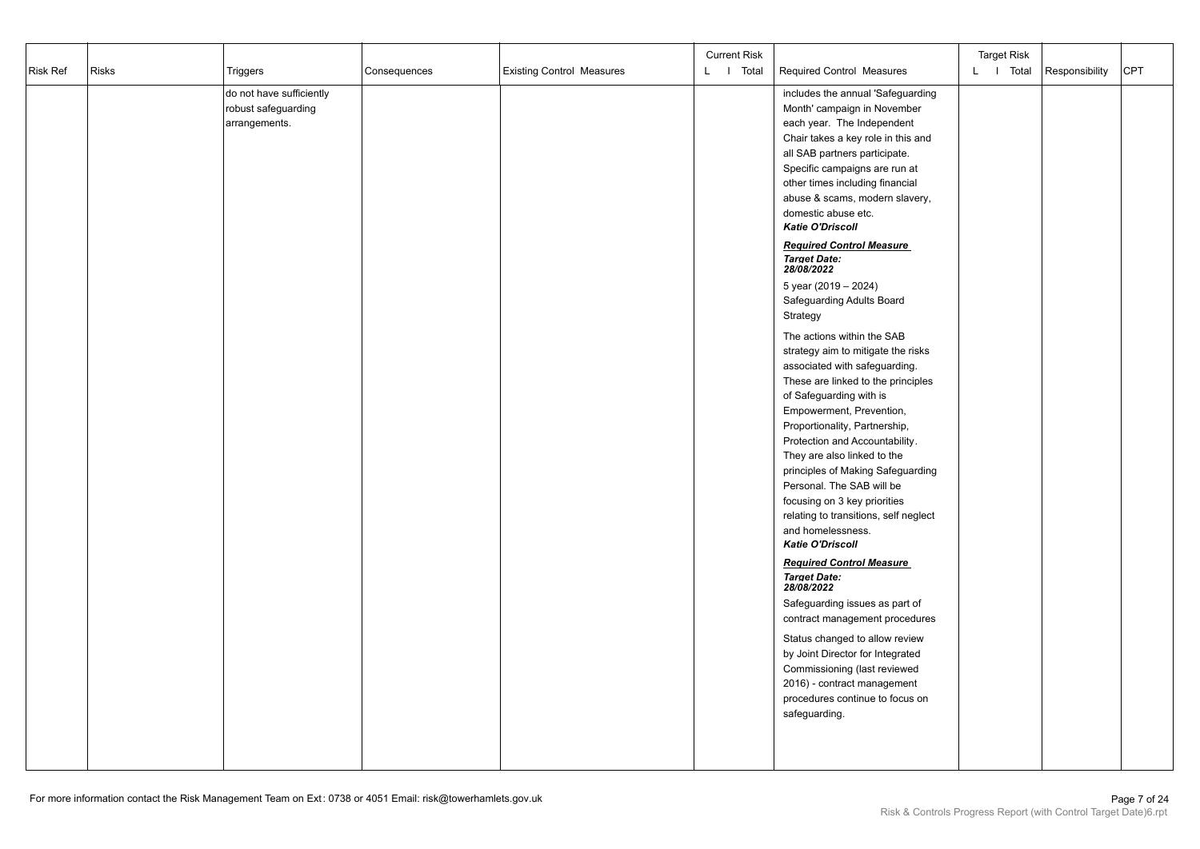| Risk Ref | Risks | Triggers | Consequences | Existing Control Measures | Current Risk L I Total | Required Control Measures | Target Risk L I Total | Responsibility | CPT |
|---|---|---|---|---|---|---|---|---|---|
| | | do not have sufficiently robust safeguarding arrangements. | | | | includes the annual 'Safeguarding Month' campaign in November each year. The Independent Chair takes a key role in this and all SAB partners participate. Specific campaigns are run at other times including financial abuse & scams, modern slavery, domestic abuse etc.<br>***Katie O'Driscoll***<br><br>***Required Control Measure***<br>***Target Date: 28/08/2022***<br>5 year (2019 – 2024) Safeguarding Adults Board Strategy<br><br>The actions within the SAB strategy aim to mitigate the risks associated with safeguarding. These are linked to the principles of Safeguarding with is Empowerment, Prevention, Proportionality, Partnership, Protection and Accountability. They are also linked to the principles of Making Safeguarding Personal. The SAB will be focusing on 3 key priorities relating to transitions, self neglect and homelessness.<br>***Katie O'Driscoll***<br><br>***Required Control Measure***<br>***Target Date: 28/08/2022***<br>Safeguarding issues as part of contract management procedures<br><br>Status changed to allow review by Joint Director for Integrated Commissioning (last reviewed 2016) - contract management procedures continue to focus on safeguarding. | | | |

For more information contact the Risk Management Team on Ext: 0738 or 4051 Email: risk@towerhamlets.gov.uk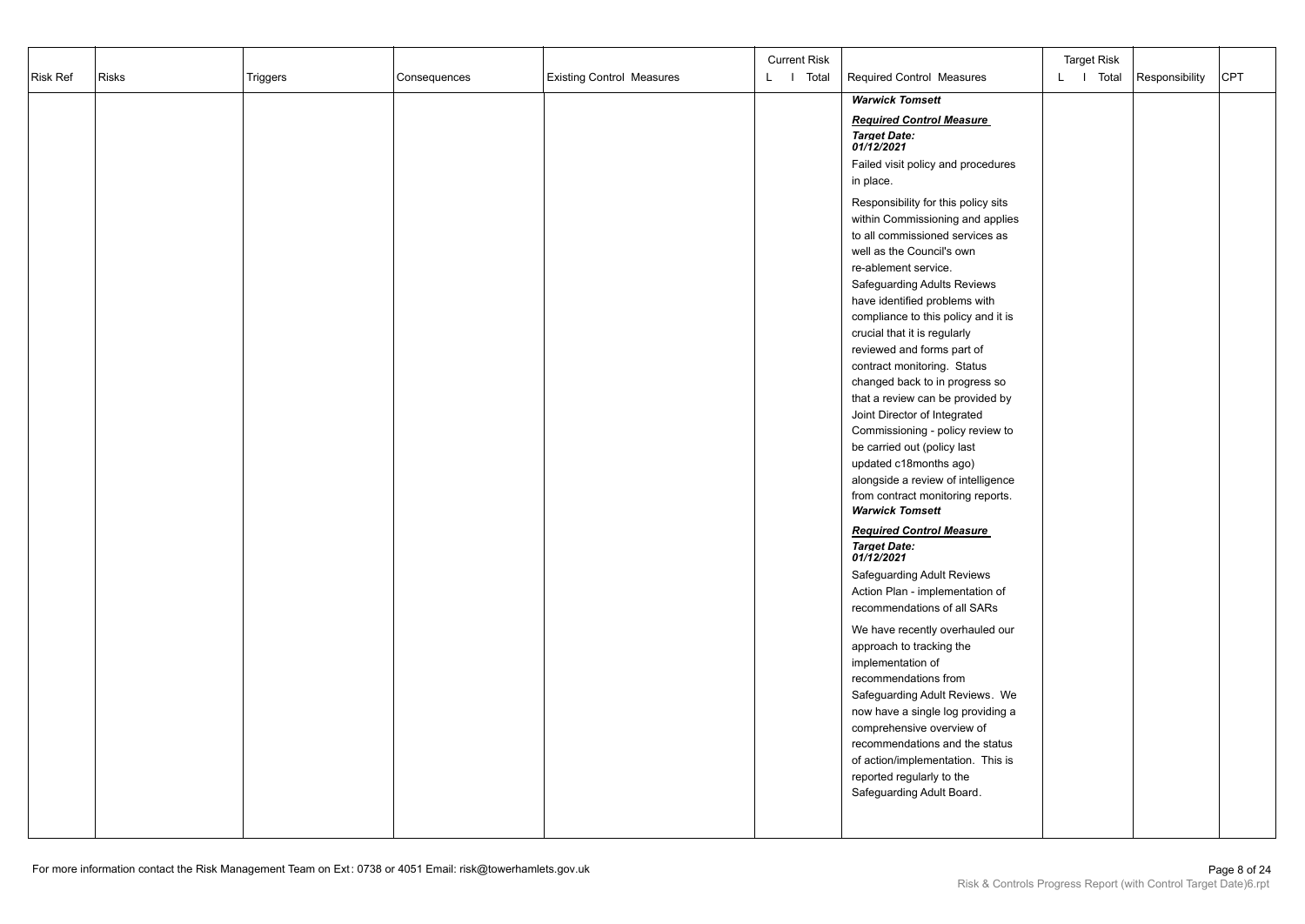| Risk Ref | Risks | Triggers | Consequences | Existing Control Measures | Current Risk L I Total | Required Control Measures | Target Risk L I Total | Responsibility | CPT |
|---|---|---|---|---|---|---|---|---|---|
| | | | | | | ***Warwick Tomsett*** <br><br> ***Required Control Measure*** <br> ***Target Date: 01/12/2021*** <br> Failed visit policy and procedures in place. <br><br> Responsibility for this policy sits within Commissioning and applies to all commissioned services as well as the Council's own re-ablement service. Safeguarding Adults Reviews have identified problems with compliance to this policy and it is crucial that it is regularly reviewed and forms part of contract monitoring. Status changed back to in progress so that a review can be provided by Joint Director of Integrated Commissioning - policy review to be carried out (policy last updated c18months ago) alongside a review of intelligence from contract monitoring reports. <br> ***Warwick Tomsett*** <br><br> ***Required Control Measure*** <br> ***Target Date: 01/12/2021*** <br> Safeguarding Adult Reviews Action Plan - implementation of recommendations of all SARs <br><br> We have recently overhauled our approach to tracking the implementation of recommendations from Safeguarding Adult Reviews. We now have a single log providing a comprehensive overview of recommendations and the status of action/implementation. This is reported regularly to the Safeguarding Adult Board. | | | |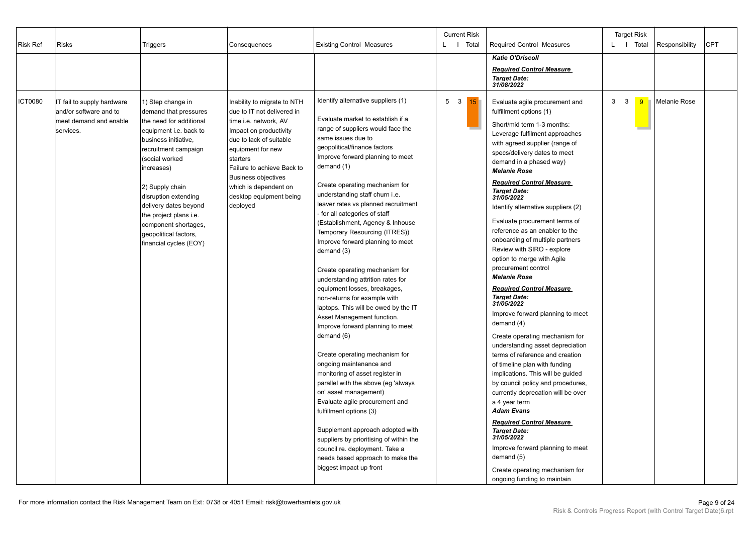| Risk Ref | Risks | Triggers | Consequences | Existing Control Measures | Current Risk L | Current Risk I | Current Risk Total | Required Control Measures | Target Risk L | Target Risk I | Target Risk Total | Responsibility | CPT |
|---|---|---|---|---|---|---|---|---|---|---|---|---|---|
| | | | | | | | | ***Katie O'Driscoll***<br><br>***Required Control Measure***<br>***Target Date:***<br>***31/08/2022*** | | | | | |
| ICT0080 | IT fail to supply hardware and/or software and to meet demand and enable services. | 1) Step change in demand that pressures the need for additional equipment i.e. back to business initiative, recruitment campaign (social worked increases)<br><br>2) Supply chain disruption extending delivery dates beyond the project plans i.e. component shortages, geopolitical factors, financial cycles (EOY) | Inability to migrate to NTH due to IT not delivered in time i.e. network, AV<br>Impact on productivity due to lack of suitable equipment for new starters<br>Failure to achieve Back to Business objectives which is dependent on desktop equipment being deployed | Identify alternative suppliers (1)<br><br>Evaluate market to establish if a range of suppliers would face the same issues due to geopolitical/finance factors<br>Improve forward planning to meet demand (1)<br><br>Create operating mechanism for understanding staff churn i.e. leaver rates vs planned recruitment - for all categories of staff (Establishment, Agency & Inhouse Temporary Resourcing (ITRES))<br>Improve forward planning to meet demand (3)<br><br>Create operating mechanism for understanding attrition rates for equipment losses, breakages, non-returns for example with laptops. This will be owed by the IT Asset Management function.<br>Improve forward planning to meet demand (6)<br><br>Create operating mechanism for ongoing maintenance and monitoring of asset register in parallel with the above (eg 'always on' asset management)<br>Evaluate agile procurement and fulfillment options (3)<br><br>Supplement approach adopted with suppliers by prioritising of within the council re. deployment. Take a needs based approach to make the biggest impact up front | 5 | 3 | 15 | Evaluate agile procurement and fulfillment options (1)<br><br>Short/mid term 1-3 months: Leverage fulfilment approaches with agreed supplier (range of specs/delivery dates to meet demand in a phased way)<br>***Melanie Rose***<br><br>***Required Control Measure***<br>***Target Date:***<br>***31/05/2022***<br>Identify alternative suppliers (2)<br><br>Evaluate procurement terms of reference as an enabler to the onboarding of multiple partners<br>Review with SIRO - explore option to merge with Agile procurement control<br>***Melanie Rose***<br><br>***Required Control Measure***<br>***Target Date:***<br>***31/05/2022***<br>Improve forward planning to meet demand (4)<br><br>Create operating mechanism for understanding asset depreciation terms of reference and creation of timeline plan with funding implications. This will be guided by council policy and procedures, currently deprecation will be over a 4 year term<br>***Adam Evans***<br><br>***Required Control Measure***<br>***Target Date:***<br>***31/05/2022***<br>Improve forward planning to meet demand (5)<br><br>Create operating mechanism for ongoing funding to maintain | 3 | 3 | 9 | Melanie Rose | |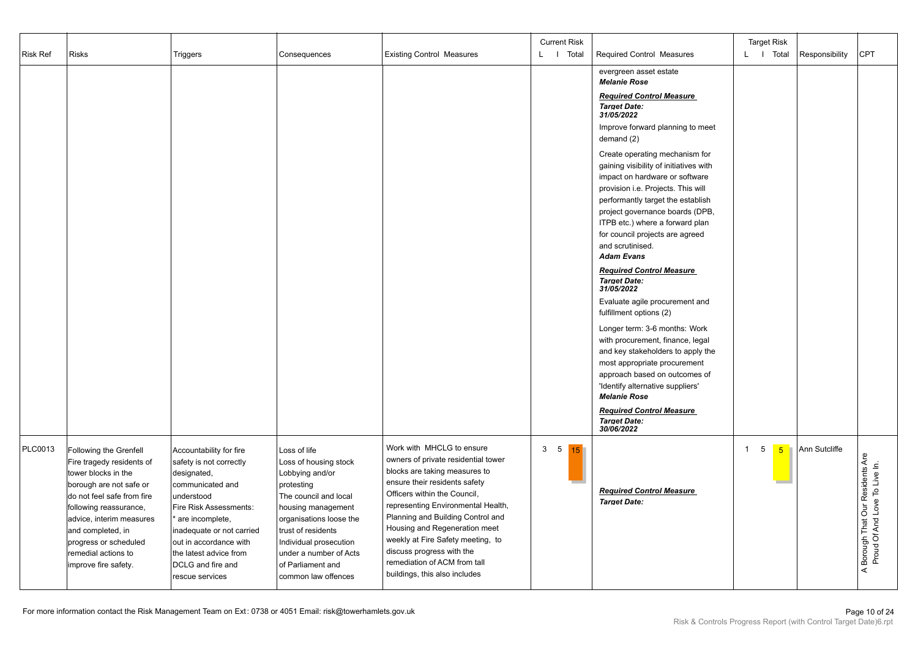| Risk Ref | Risks | Triggers | Consequences | Existing Control Measures | Current Risk L | Current Risk I | Current Risk Total | Required Control Measures | Target Risk L | Target Risk I | Target Risk Total | Responsibility | CPT |
|---|---|---|---|---|---|---|---|---|---|---|---|---|---|
| | | | | | | | | evergreen asset estate<br>***Melanie Rose***<br>***Required Control Measure***<br>***Target Date:***<br>***31/05/2022***<br>Improve forward planning to meet demand (2)<br>Create operating mechanism for gaining visibility of initiatives with impact on hardware or software provision i.e. Projects. This will performantly target the establish project governance boards (DPB, ITPB etc.) where a forward plan for council projects are agreed and scrutinised.<br>***Adam Evans***<br>***Required Control Measure***<br>***Target Date:***<br>***31/05/2022***<br>Evaluate agile procurement and fulfillment options (2)<br>Longer term: 3-6 months: Work with procurement, finance, legal and key stakeholders to apply the most appropriate procurement approach based on outcomes of 'Identify alternative suppliers'<br>***Melanie Rose***<br>***Required Control Measure***<br>***Target Date:***<br>***30/06/2022*** | | | | | |
| PLC0013 | Following the Grenfell Fire tragedy residents of tower blocks in the borough are not safe or do not feel safe from fire following reassurance, advice, interim measures and completed, in progress or scheduled remedial actions to improve fire safety. | Accountability for fire safety is not correctly designated, communicated and understood<br>Fire Risk Assessments:<br>* are incomplete, inadequate or not carried out in accordance with the latest advice from DCLG and fire and rescue services | Loss of life<br>Loss of housing stock<br>Lobbying and/or protesting<br>The council and local housing management organisations loose the trust of residents<br>Individual prosecution under a number of Acts of Parliament and common law offences | Work with MHCLG to ensure owners of private residential tower blocks are taking measures to ensure their residents safety<br>Officers within the Council, representing Environmental Health, Planning and Building Control and Housing and Regeneration meet weekly at Fire Safety meeting, to discuss progress with the remediation of ACM from tall buildings, this also includes | 3 | 5 | 15 | ***Required Control Measure***<br>***Target Date:*** | 1 | 5 | 5 | Ann Sutcliffe | A Borough That Our Residents Are Proud Of And Love To Live In. |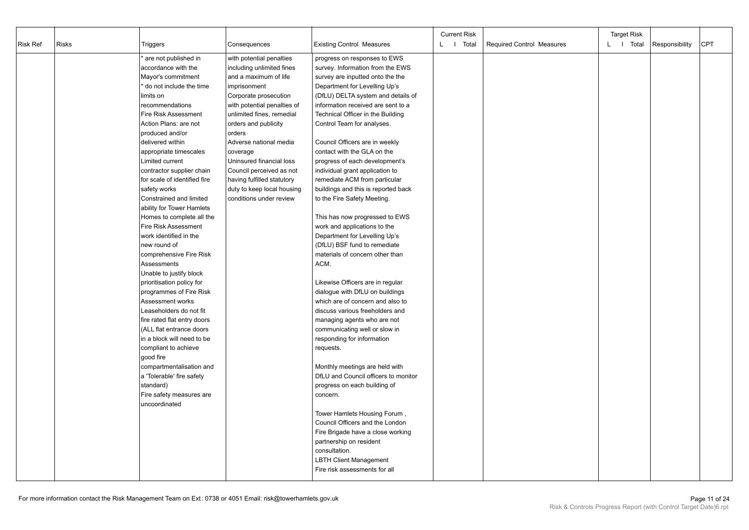| Risk Ref | Risks | Triggers | Consequences | Existing Control Measures | Current Risk L I Total | Required Control Measures | Target Risk L I Total | Responsibility | CPT |
|---|---|---|---|---|---|---|---|---|---|
| | | * are not published in accordance with the Mayor's commitment<br>* do not include the time limits on recommendations<br>Fire Risk Assessment Action Plans: are not produced and/or delivered within appropriate timescales<br>Limited current contractor supplier chain for scale of identified fire safety works<br>Constrained and limited ability for Tower Hamlets Homes to complete all the Fire Risk Assessment work identified in the new round of comprehensive Fire Risk Assessments<br>Unable to justify block prioritisation policy for programmes of Fire Risk Assessment works<br>Leaseholders do not fit fire rated flat entry doors (ALL flat entrance doors in a block will need to be compliant to achieve good fire compartmentalisation and a 'Tolerable' fire safety standard)<br>Fire safety measures are uncoordinated | with potential penalties including unlimited fines and a maximum of life imprisonment<br>Corporate prosecution with potential penalties of unlimited fines, remedial orders and publicity orders<br>Adverse national media coverage<br>Uninsured financial loss<br>Council perceived as not having fulfilled statutory duty to keep local housing conditions under review | progress on responses to EWS survey. Information from the EWS survey are inputted onto the the Department for Levelling Up's (DfLU) DELTA system and details of information received are sent to a Technical Officer in the Building Control Team for analyses.<br><br>Council Officers are in weekly contact with the GLA on the progress of each development's individual grant application to remediate ACM from particular buildings and this is reported back to the Fire Safety Meeting.<br><br>This has now progressed to EWS work and applications to the Department for Levelling Up's (DfLU) BSF fund to remediate materials of concern other than ACM.<br><br>Likewise Officers are in regular dialogue with DfLU on buildings which are of concern and also to discuss various freeholders and managing agents who are not communicating well or slow in responding for information requests.<br><br>Monthly meetings are held with DfLU and Council officers to monitor progress on each building of concern.<br><br>Tower Hamlets Housing Forum , Council Officers and the London Fire Brigade have a close working partnership on resident consultation.<br>LBTH Client Management<br>Fire risk assessments for all | | | | | |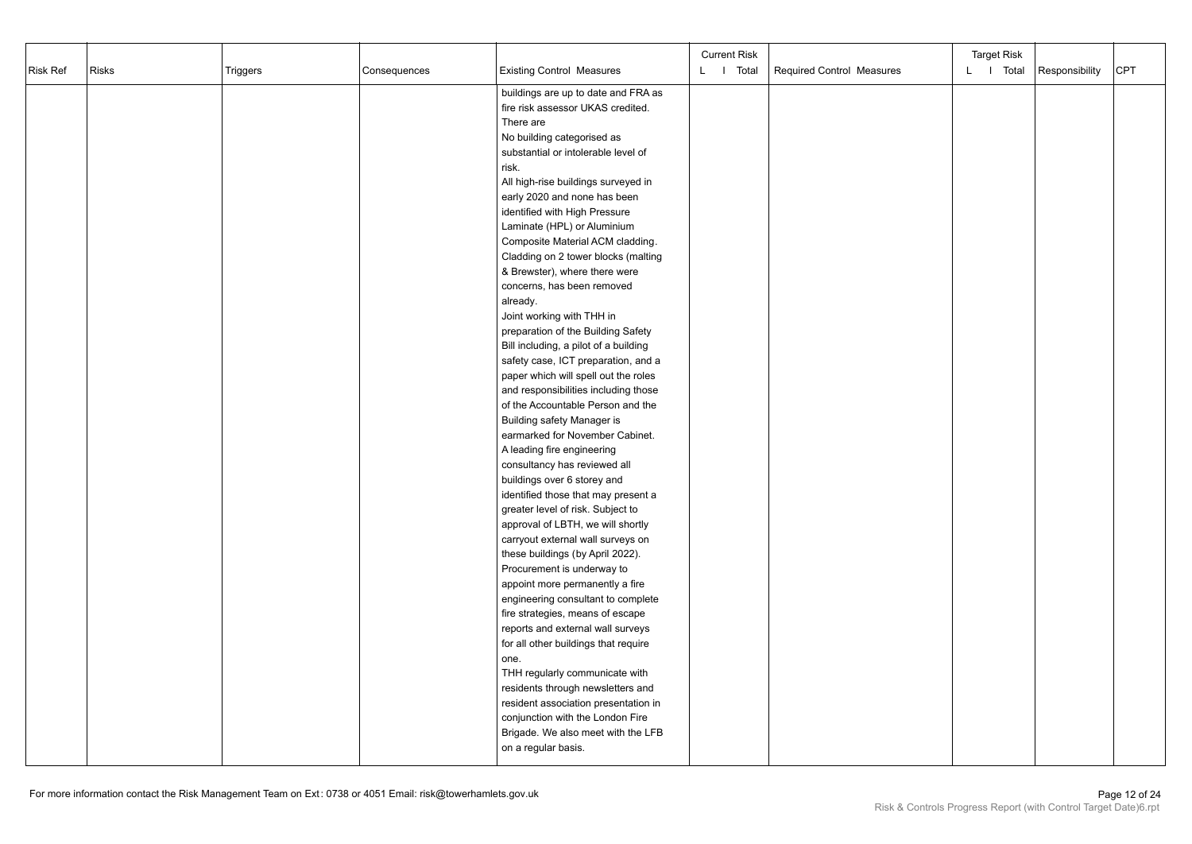| Risk Ref | Risks | Triggers | Consequences | Existing Control Measures | Current Risk L I Total | Required Control Measures | Target Risk L I Total | Responsibility | CPT |
|---|---|---|---|---|---|---|---|---|---|
| | | | | buildings are up to date and FRA as fire risk assessor UKAS credited. There are No building categorised as substantial or intolerable level of risk. All high-rise buildings surveyed in early 2020 and none has been identified with High Pressure Laminate (HPL) or Aluminium Composite Material ACM cladding. Cladding on 2 tower blocks (malting & Brewster), where there were concerns, has been removed already. Joint working with THH in preparation of the Building Safety Bill including, a pilot of a building safety case, ICT preparation, and a paper which will spell out the roles and responsibilities including those of the Accountable Person and the Building safety Manager is earmarked for November Cabinet. A leading fire engineering consultancy has reviewed all buildings over 6 storey and identified those that may present a greater level of risk. Subject to approval of LBTH, we will shortly carryout external wall surveys on these buildings (by April 2022). Procurement is underway to appoint more permanently a fire engineering consultant to complete fire strategies, means of escape reports and external wall surveys for all other buildings that require one. THH regularly communicate with residents through newsletters and resident association presentation in conjunction with the London Fire Brigade. We also meet with the LFB on a regular basis. | | | | | |

For more information contact the Risk Management Team on Ext: 0738 or 4051 Email: risk@towerhamlets.gov.uk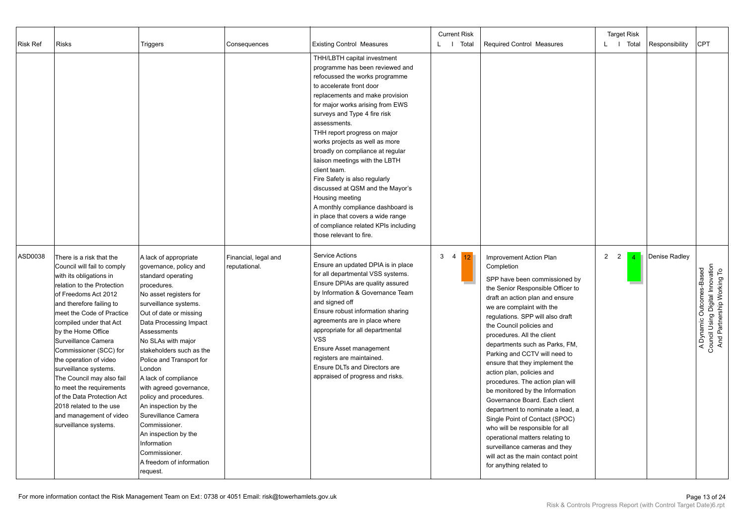| Risk Ref | Risks | Triggers | Consequences | Existing Control Measures | Current Risk L | Current Risk I | Current Risk Total | Required Control Measures | Target Risk L | Target Risk I | Target Risk Total | Responsibility | CPT |
|---|---|---|---|---|---|---|---|---|---|---|---|---|---|
| | | | | THH/LBTH capital investment programme has been reviewed and refocussed the works programme to accelerate front door replacements and make provision for major works arising from EWS surveys and Type 4 fire risk assessments.<br>THH report progress on major works projects as well as more broadly on compliance at regular liaison meetings with the LBTH client team.<br>Fire Safety is also regularly discussed at QSM and the Mayor's Housing meeting<br>A monthly compliance dashboard is in place that covers a wide range of compliance related KPIs including those relevant to fire. | | | | | | | | | |
| ASD0038 | There is a risk that the Council will fail to comply with its obligations in relation to the Protection of Freedoms Act 2012 and therefore failing to meet the Code of Practice compiled under that Act by the Home Office Surveillance Camera Commissioner (SCC) for the operation of video surveillance systems.<br>The Council may also fail to meet the requirements of the Data Protection Act 2018 related to the use and management of video surveillance systems. | A lack of appropriate governance, policy and standard operating procedures.<br>No asset registers for surveillance systems.<br>Out of date or missing Data Processing Impact Assessments<br>No SLAs with major stakeholders such as the Police and Transport for London<br>A lack of compliance with agreed governance, policy and procedures.<br>An inspection by the Surevillance Camera Commissioner.<br>An inspection by the Information Commissioner.<br>A freedom of information request. | Financial, legal and reputational. | Service Actions<br>Ensure an updated DPIA is in place for all departmental VSS systems.<br>Ensure DPIAs are quality assured by Information & Governance Team and signed off<br>Ensure robust information sharing agreements are in place where appropriate for all departmental VSS<br>Ensure Asset management registers are maintained.<br>Ensure DLTs and Directors are appraised of progress and risks. | 3 | 4 | 12 | Improvement Action Plan Completion<br>SPP have been commissioned by the Senior Responsible Officer to draft an action plan and ensure we are complaint with the regulations. SPP will also draft the Council policies and procedures. All the client departments such as Parks, FM, Parking and CCTV will need to ensure that they implement the action plan, policies and procedures. The action plan will be monitored by the Information Governance Board. Each client department to nominate a lead, a Single Point of Contact (SPOC) who will be responsible for all operational matters relating to surveillance cameras and they will act as the main contact point for anything related to | 2 | 2 | 4 | Denise Radley | A Dynamic Outcomes-Based Council Using Digital Innovation And Partnership Working To |

For more information contact the Risk Management Team on Ext: 0738 or 4051 Email: risk@towerhamlets.gov.uk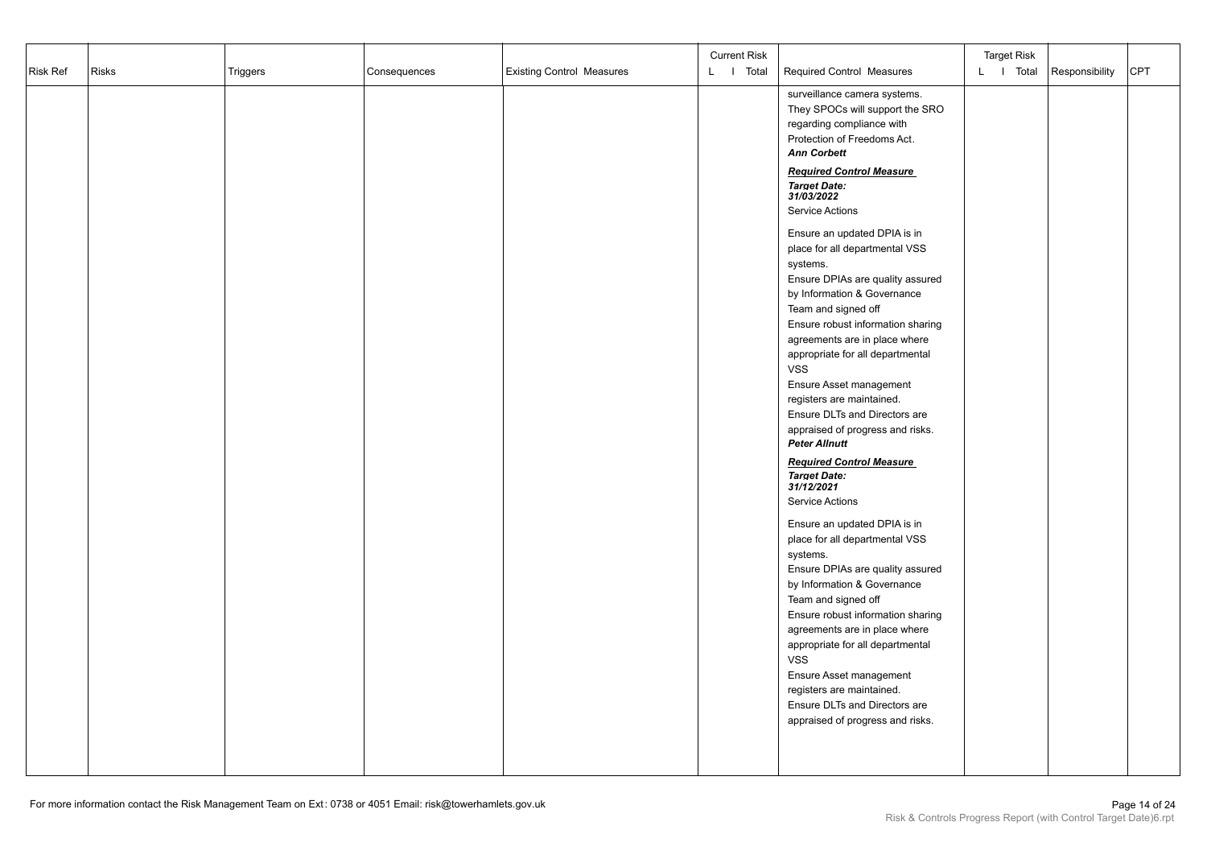| Risk Ref | Risks | Triggers | Consequences | Existing Control Measures | Current Risk L I Total | Required Control Measures | Target Risk L I Total | Responsibility | CPT |
|---|---|---|---|---|---|---|---|---|---|
| | | | | | | surveillance camera systems. They SPOCs will support the SRO regarding compliance with Protection of Freedoms Act. ***Ann Corbett*** <br><br> ***Required Control Measure*** <br> ***Target Date: 31/03/2022*** <br> Service Actions <br><br> Ensure an updated DPIA is in place for all departmental VSS systems. <br> Ensure DPIAs are quality assured by Information & Governance Team and signed off <br> Ensure robust information sharing agreements are in place where appropriate for all departmental VSS <br> Ensure Asset management registers are maintained. <br> Ensure DLTs and Directors are appraised of progress and risks. <br> ***Peter Allnutt*** <br><br> ***Required Control Measure*** <br> ***Target Date: 31/12/2021*** <br> Service Actions <br><br> Ensure an updated DPIA is in place for all departmental VSS systems. <br> Ensure DPIAs are quality assured by Information & Governance Team and signed off <br> Ensure robust information sharing agreements are in place where appropriate for all departmental VSS <br> Ensure Asset management registers are maintained. <br> Ensure DLTs and Directors are appraised of progress and risks. | | | |

For more information contact the Risk Management Team on Ext: 0738 or 4051 Email: risk@towerhamlets.gov.uk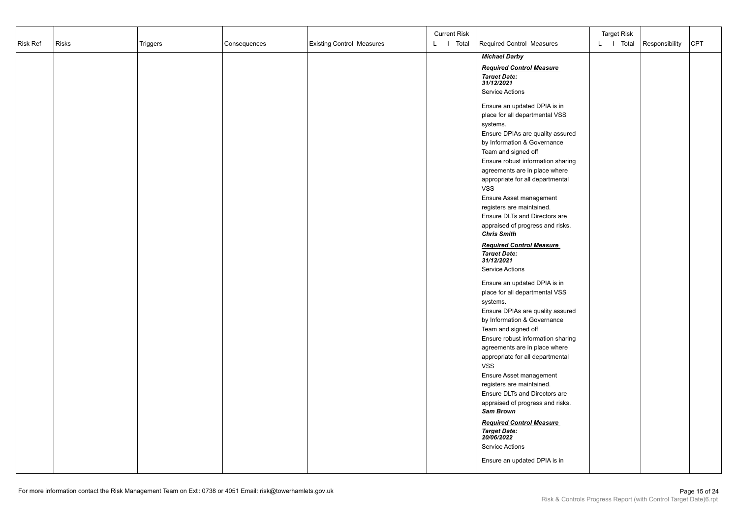| Risk Ref | Risks | Triggers | Consequences | Existing Control Measures | Current Risk<br>L I Total | Required Control Measures | Target Risk<br>L I Total | Responsibility | CPT |
|---|---|---|---|---|---|---|---|---|---|
| | | | | | | ***Michael Darby***<br><br>***<u>Required Control Measure</u>***<br>***Target Date:***<br>***31/12/2021***<br>Service Actions<br><br>Ensure an updated DPIA is in place for all departmental VSS systems.<br>Ensure DPIAs are quality assured by Information & Governance Team and signed off<br>Ensure robust information sharing agreements are in place where appropriate for all departmental VSS<br>Ensure Asset management registers are maintained.<br>Ensure DLTs and Directors are appraised of progress and risks.<br>***Chris Smith***<br><br>***<u>Required Control Measure</u>***<br>***Target Date:***<br>***31/12/2021***<br>Service Actions<br><br>Ensure an updated DPIA is in place for all departmental VSS systems.<br>Ensure DPIAs are quality assured by Information & Governance Team and signed off<br>Ensure robust information sharing agreements are in place where appropriate for all departmental VSS<br>Ensure Asset management registers are maintained.<br>Ensure DLTs and Directors are appraised of progress and risks.<br>***Sam Brown***<br><br>***<u>Required Control Measure</u>***<br>***Target Date:***<br>***20/06/2022***<br>Service Actions<br><br>Ensure an updated DPIA is in | | | |

For more information contact the Risk Management Team on Ext: 0738 or 4051 Email: risk@towerhamlets.gov.uk

Risk & Controls Progress Report (with Control Target Date)6.rpt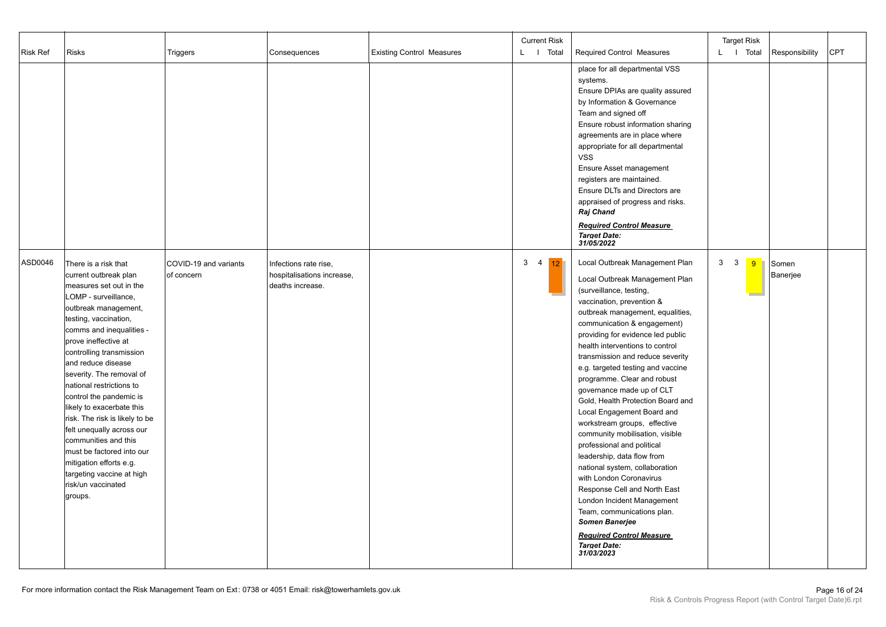| Risk Ref | Risks | Triggers | Consequences | Existing Control Measures | Current Risk L | Current Risk I | Current Risk Total | Required Control Measures | Target Risk L | Target Risk I | Target Risk Total | Responsibility | CPT |
|---|---|---|---|---|---|---|---|---|---|---|---|---|---|
| | | | | | | | | place for all departmental VSS systems.<br>Ensure DPIAs are quality assured by Information & Governance Team and signed off<br>Ensure robust information sharing agreements are in place where appropriate for all departmental VSS<br>Ensure Asset management registers are maintained.<br>Ensure DLTs and Directors are appraised of progress and risks.<br>***Raj Chand***<br>***Required Control Measure***<br>***Target Date:***<br>***31/05/2022*** | | | | | |
| ASD0046 | There is a risk that current outbreak plan measures set out in the LOMP - surveillance, outbreak management, testing, vaccination, comms and inequalities - prove ineffective at controlling transmission and reduce disease severity. The removal of national restrictions to control the pandemic is likely to exacerbate this risk. The risk is likely to be felt unequally across our communities and this must be factored into our mitigation efforts e.g. targeting vaccine at high risk/un vaccinated groups. | COVID-19 and variants of concern | Infections rate rise, hospitalisations increase, deaths increase. | | 3 | 4 | 12 | Local Outbreak Management Plan<br>Local Outbreak Management Plan (surveillance, testing, vaccination, prevention & outbreak management, equalities, communication & engagement) providing for evidence led public health interventions to control transmission and reduce severity e.g. targeted testing and vaccine programme. Clear and robust governance made up of CLT Gold, Health Protection Board and Local Engagement Board and workstream groups, effective community mobilisation, visible professional and political leadership, data flow from national system, collaboration with London Coronavirus Response Cell and North East London Incident Management Team, communications plan.<br>***Somen Banerjee***<br>***Required Control Measure***<br>***Target Date:***<br>***31/03/2023*** | 3 | 3 | 9 | Somen Banerjee | |

For more information contact the Risk Management Team on Ext: 0738 or 4051 Email: risk@towerhamlets.gov.uk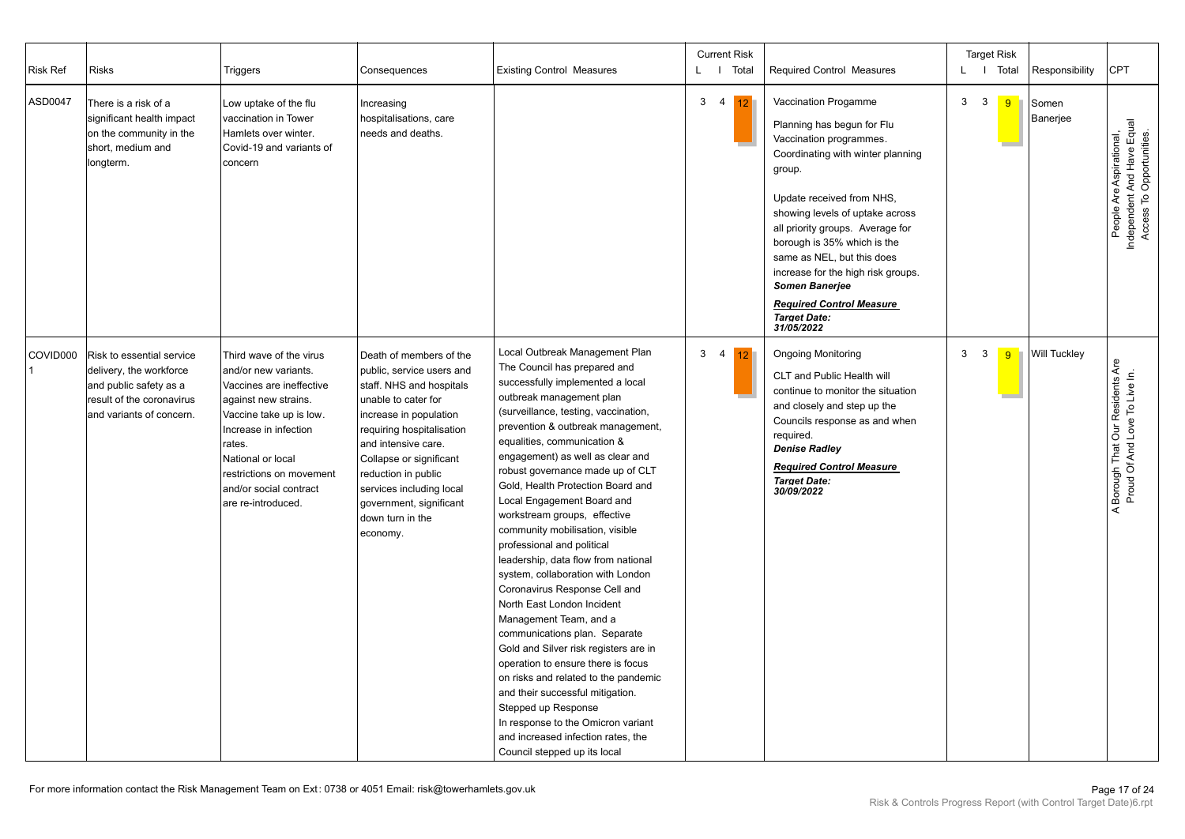| Risk Ref | Risks | Triggers | Consequences | Existing Control Measures | Current Risk L | Current Risk I | Current Risk Total | Required Control Measures | Target Risk L | Target Risk I | Target Risk Total | Responsibility | CPT |
|---|---|---|---|---|---|---|---|---|---|---|---|---|---|
| ASD0047 | There is a risk of a significant health impact on the community in the short, medium and longterm. | Low uptake of the flu vaccination in Tower Hamlets over winter. Covid-19 and variants of concern | Increasing hospitalisations, care needs and deaths. | | 3 | 4 | 12 | Vaccination Progamme<br><br>Planning has begun for Flu Vaccination programmes. Coordinating with winter planning group.<br><br>Update received from NHS, showing levels of uptake across all priority groups. Average for borough is 35% which is the same as NEL, but this does increase for the high risk groups.<br>***Somen Banerjee***<br>***Required Control Measure***<br>***Target Date: 31/05/2022*** | 3 | 3 | 9 | Somen Banerjee | People Are Aspirational, Independent And Have Equal Access To Opportunities. |
| COVID0001 | Risk to essential service delivery, the workforce and public safety as a result of the coronavirus and variants of concern. | Third wave of the virus and/or new variants. Vaccines are ineffective against new strains. Vaccine take up is low. Increase in infection rates. National or local restrictions on movement and/or social contract are re-introduced. | Death of members of the public, service users and staff. NHS and hospitals unable to cater for increase in population requiring hospitalisation and intensive care. Collapse or significant reduction in public services including local government, significant down turn in the economy. | Local Outbreak Management Plan<br>The Council has prepared and successfully implemented a local outbreak management plan (surveillance, testing, vaccination, prevention & outbreak management, equalities, communication & engagement) as well as clear and robust governance made up of CLT Gold, Health Protection Board and Local Engagement Board and workstream groups, effective community mobilisation, visible professional and political leadership, data flow from national system, collaboration with London Coronavirus Response Cell and North East London Incident Management Team, and a communications plan. Separate Gold and Silver risk registers are in operation to ensure there is focus on risks and related to the pandemic and their successful mitigation.<br>Stepped up Response<br>In response to the Omicron variant and increased infection rates, the Council stepped up its local | 3 | 4 | 12 | Ongoing Monitoring<br><br>CLT and Public Health will continue to monitor the situation and closely and step up the Councils response as and when required.<br>***Denise Radley***<br>***Required Control Measure***<br>***Target Date: 30/09/2022*** | 3 | 3 | 9 | Will Tuckley | A Borough That Our Residents Are Proud Of And Love To Live In. |

For more information contact the Risk Management Team on Ext: 0738 or 4051 Email: risk@towerhamlets.gov.uk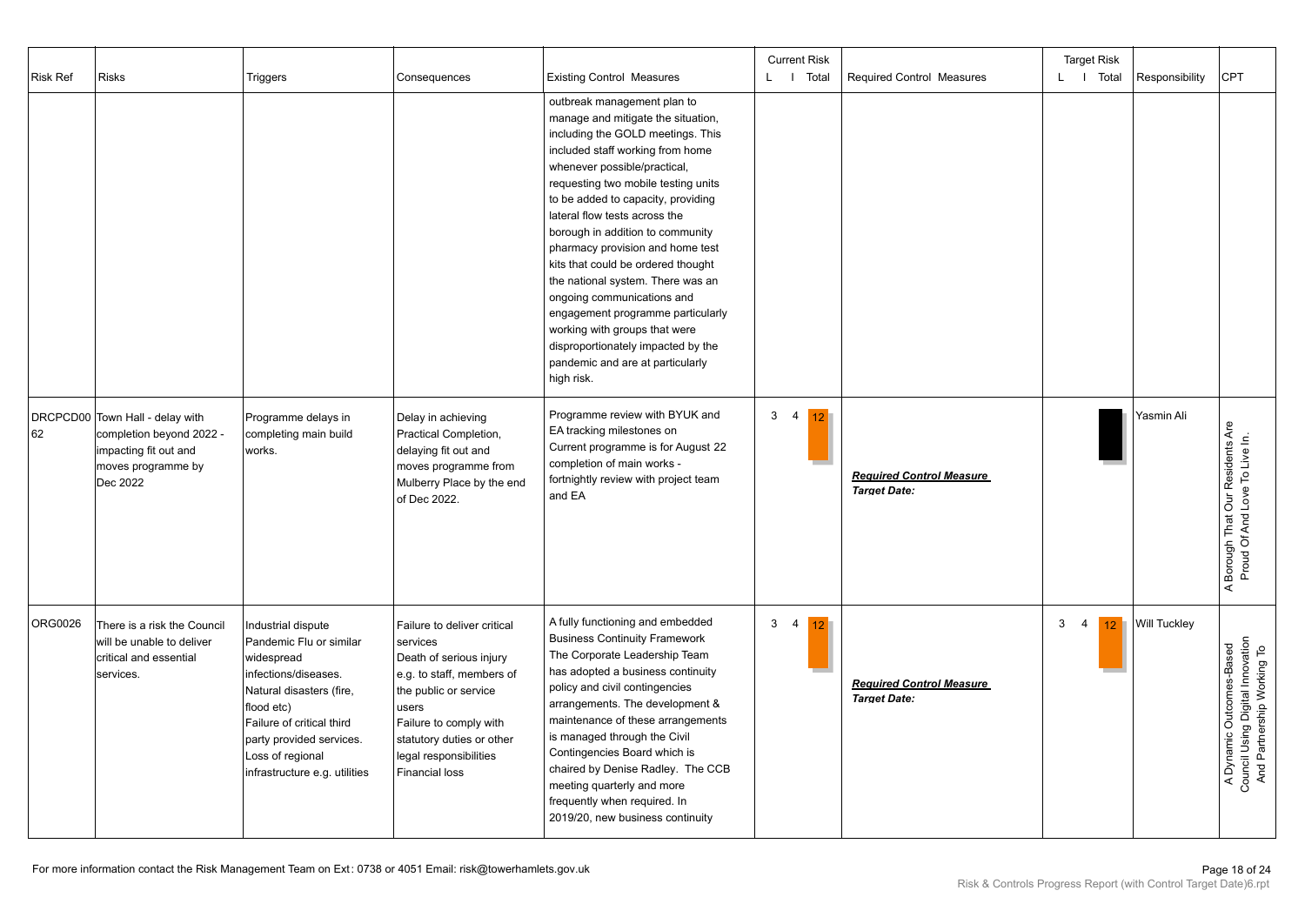| Risk Ref | Risks | Triggers | Consequences | Existing Control Measures | Current Risk L | Current Risk I | Current Risk Total | Required Control Measures | Target Risk L | Target Risk I | Target Risk Total | Responsibility | CPT |
|---|---|---|---|---|---|---|---|---|---|---|---|---|---|
| | | | | outbreak management plan to manage and mitigate the situation, including the GOLD meetings. This included staff working from home whenever possible/practical, requesting two mobile testing units to be added to capacity, providing lateral flow tests across the borough in addition to community pharmacy provision and home test kits that could be ordered thought the national system. There was an ongoing communications and engagement programme particularly working with groups that were disproportionately impacted by the pandemic and are at particularly high risk. | | | | | | | | | |
| DRCPCD0062 | Town Hall - delay with completion beyond 2022 - impacting fit out and moves programme by Dec 2022 | Programme delays in completing main build works. | Delay in achieving Practical Completion, delaying fit out and moves programme from Mulberry Place by the end of Dec 2022. | Programme review with BYUK and EA tracking milestones on Current programme is for August 22 completion of main works - fortnightly review with project team and EA | 3 | 4 | 12 | ***Required Control Measure*** ***Target Date:*** | | | | Yasmin Ali | A Borough That Our Residents Are Proud Of And Love To Live In. |
| ORG0026 | There is a risk the Council will be unable to deliver critical and essential services. | Industrial dispute<br>Pandemic Flu or similar widespread infections/diseases.<br>Natural disasters (fire, flood etc)<br>Failure of critical third party provided services.<br>Loss of regional infrastructure e.g. utilities | Failure to deliver critical services<br>Death of serious injury e.g. to staff, members of the public or service users<br>Failure to comply with statutory duties or other legal responsibilities<br>Financial loss | A fully functioning and embedded Business Continuity Framework<br>The Corporate Leadership Team has adopted a business continuity policy and civil contingencies arrangements. The development & maintenance of these arrangements is managed through the Civil Contingencies Board which is chaired by Denise Radley. The CCB meeting quarterly and more frequently when required. In 2019/20, new business continuity | 3 | 4 | 12 | ***Required Control Measure*** ***Target Date:*** | 3 | 4 | 12 | Will Tuckley | A Dynamic Outcomes-Based Council Using Digital Innovation And Partnership Working To |

For more information contact the Risk Management Team on Ext: 0738 or 4051 Email: risk@towerhamlets.gov.uk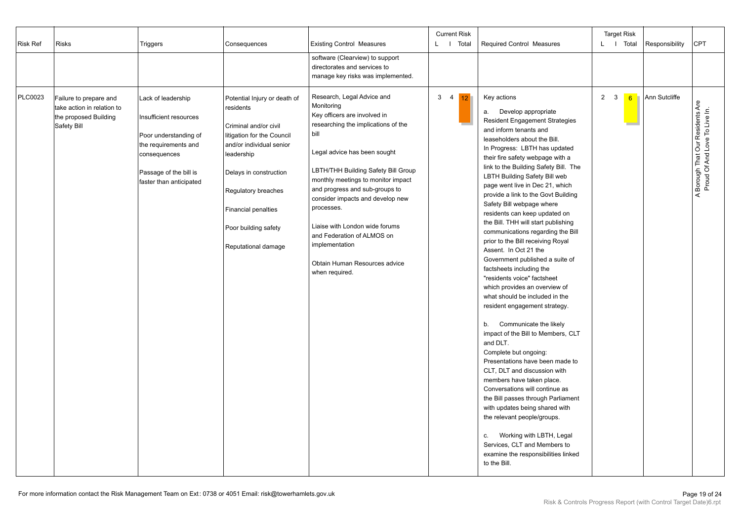| Risk Ref | Risks | Triggers | Consequences | Existing Control Measures | Current Risk L | Current Risk I | Current Risk Total | Required Control Measures | Target Risk L | Target Risk I | Target Risk Total | Responsibility | CPT |
|---|---|---|---|---|---|---|---|---|---|---|---|---|---|
| | | | | software (Clearview) to support directorates and services to manage key risks was implemented. | | | | | | | | | |
| PLC0023 | Failure to prepare and take action in relation to the proposed Building Safety Bill | Lack of leadership<br><br>Insufficient resources<br><br>Poor understanding of the requirements and consequences<br><br>Passage of the bill is faster than anticipated | Potential Injury or death of residents<br><br>Criminal and/or civil litigation for the Council and/or individual senior leadership<br><br>Delays in construction<br><br>Regulatory breaches<br><br>Financial penalties<br><br>Poor building safety<br><br>Reputational damage | Research, Legal Advice and Monitoring<br>Key officers are involved in researching the implications of the bill<br><br>Legal advice has been sought<br><br>LBTH/THH Building Safety Bill Group monthly meetings to monitor impact and progress and sub-groups to consider impacts and develop new processes.<br><br>Liaise with London wide forums and Federation of ALMOS on implementation<br><br>Obtain Human Resources advice when required. | 3 | 4 | 12 | Key actions<br><br>a. Develop appropriate Resident Engagement Strategies and inform tenants and leaseholders about the Bill.<br>In Progress: LBTH has updated their fire safety webpage with a link to the Building Safety Bill. The LBTH Building Safety Bill web page went live in Dec 21, which provide a link to the Govt Building Safety Bill webpage where residents can keep updated on the Bill. THH will start publishing communications regarding the Bill prior to the Bill receiving Royal Assent. In Oct 21 the Government published a suite of factsheets including the "residents voice" factsheet which provides an overview of what should be included in the resident engagement strategy.<br><br>b. Communicate the likely impact of the Bill to Members, CLT and DLT.<br>Complete but ongoing: Presentations have been made to CLT, DLT and discussion with members have taken place. Conversations will continue as the Bill passes through Parliament with updates being shared with the relevant people/groups.<br><br>c. Working with LBTH, Legal Services, CLT and Members to examine the responsibilities linked to the Bill. | 2 | 3 | 6 | Ann Sutcliffe | A Borough That Our Residents Are Proud Of And Love To Live In. |

For more information contact the Risk Management Team on Ext: 0738 or 4051 Email: risk@towerhamlets.gov.uk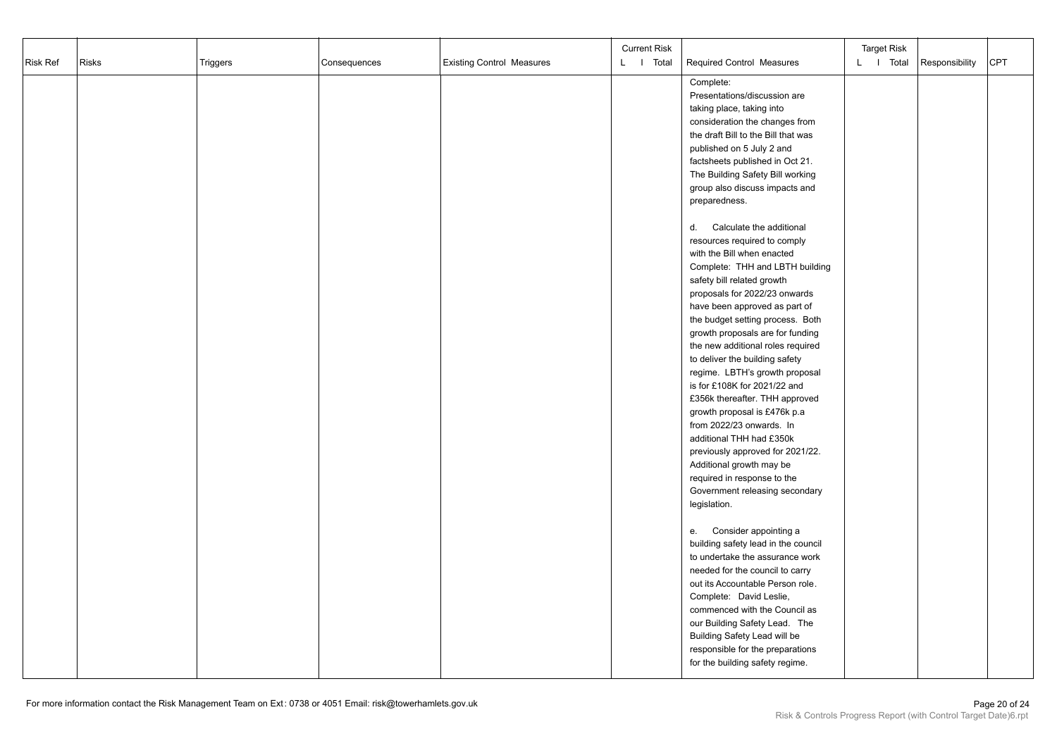| Risk Ref | Risks | Triggers | Consequences | Existing Control Measures | Current Risk L I Total | Required Control Measures | Target Risk L I Total | Responsibility | CPT |
|---|---|---|---|---|---|---|---|---|---|
| | | | | | | Complete: Presentations/discussion are taking place, taking into consideration the changes from the draft Bill to the Bill that was published on 5 July 2 and factsheets published in Oct 21. The Building Safety Bill working group also discuss impacts and preparedness.<br><br>d. Calculate the additional resources required to comply with the Bill when enacted Complete: THH and LBTH building safety bill related growth proposals for 2022/23 onwards have been approved as part of the budget setting process. Both growth proposals are for funding the new additional roles required to deliver the building safety regime. LBTH's growth proposal is for £108K for 2021/22 and £356k thereafter. THH approved growth proposal is £476k p.a from 2022/23 onwards. In additional THH had £350k previously approved for 2021/22. Additional growth may be required in response to the Government releasing secondary legislation.<br><br>e. Consider appointing a building safety lead in the council to undertake the assurance work needed for the council to carry out its Accountable Person role. Complete: David Leslie, commenced with the Council as our Building Safety Lead. The Building Safety Lead will be responsible for the preparations for the building safety regime. | | | |

For more information contact the Risk Management Team on Ext: 0738 or 4051 Email: risk@towerhamlets.gov.uk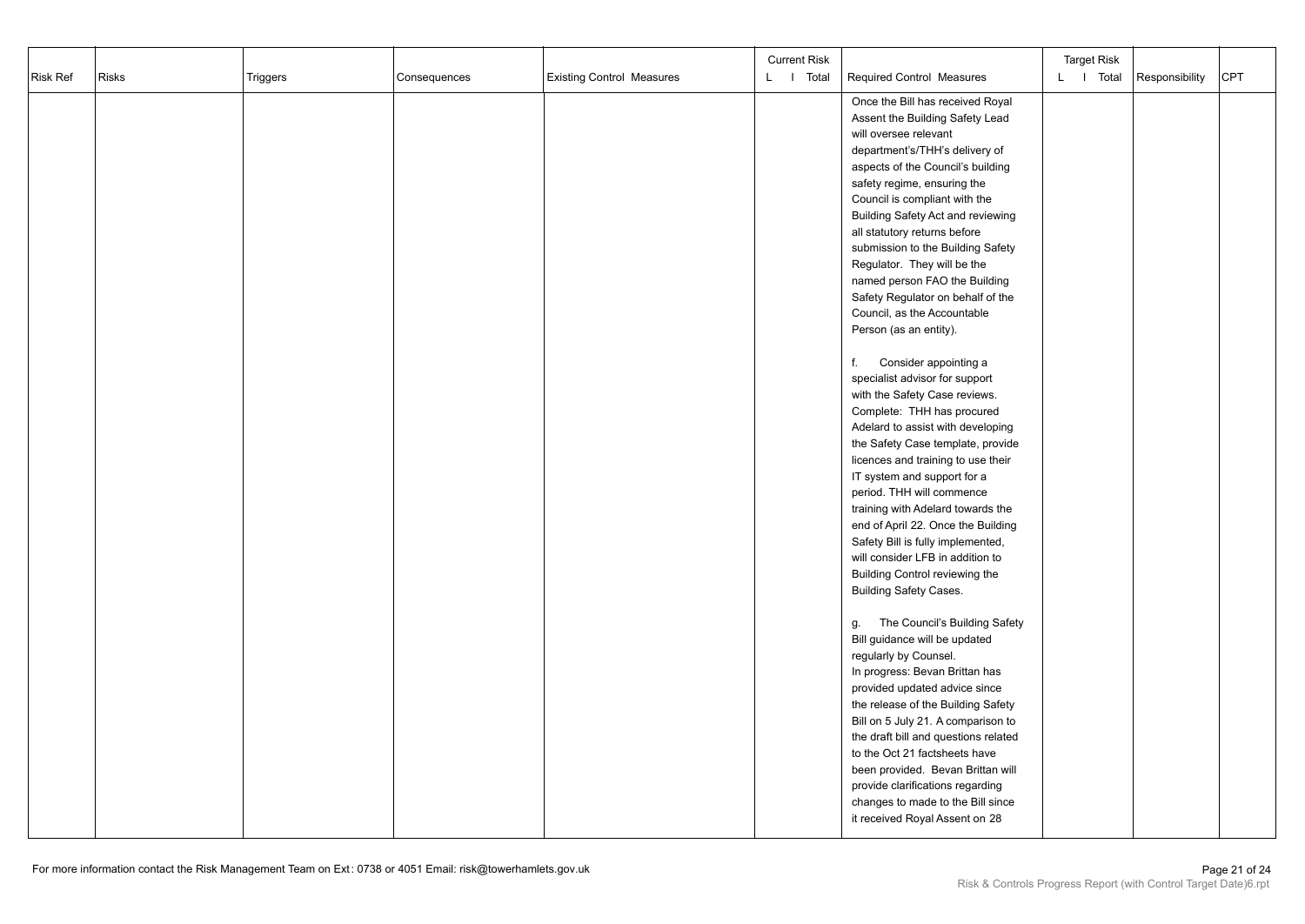| Risk Ref | Risks | Triggers | Consequences | Existing Control Measures | Current Risk L I Total | Required Control Measures | Target Risk L I Total | Responsibility | CPT |
|---|---|---|---|---|---|---|---|---|---|
| | | | | | | Once the Bill has received Royal Assent the Building Safety Lead will oversee relevant department's/THH's delivery of aspects of the Council's building safety regime, ensuring the Council is compliant with the Building Safety Act and reviewing all statutory returns before submission to the Building Safety Regulator. They will be the named person FAO the Building Safety Regulator on behalf of the Council, as the Accountable Person (as an entity).<br><br>f. Consider appointing a specialist advisor for support with the Safety Case reviews. Complete: THH has procured Adelard to assist with developing the Safety Case template, provide licences and training to use their IT system and support for a period. THH will commence training with Adelard towards the end of April 22. Once the Building Safety Bill is fully implemented, will consider LFB in addition to Building Control reviewing the Building Safety Cases.<br><br>g. The Council's Building Safety Bill guidance will be updated regularly by Counsel. In progress: Bevan Brittan has provided updated advice since the release of the Building Safety Bill on 5 July 21. A comparison to the draft bill and questions related to the Oct 21 factsheets have been provided. Bevan Brittan will provide clarifications regarding changes to made to the Bill since it received Royal Assent on 28 | | | |

For more information contact the Risk Management Team on Ext: 0738 or 4051 Email: risk@towerhamlets.gov.uk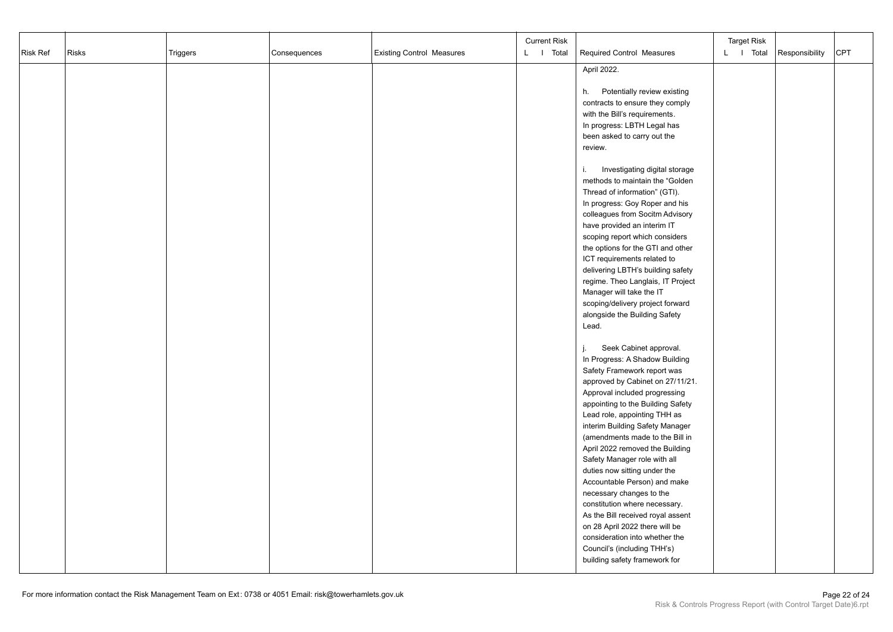| Risk Ref | Risks | Triggers | Consequences | Existing Control Measures | Current Risk L I Total | Required Control Measures | Target Risk L I Total | Responsibility | CPT |
|---|---|---|---|---|---|---|---|---|---|
| | | | | | | April 2022.<br><br>h. Potentially review existing contracts to ensure they comply with the Bill's requirements.<br>In progress: LBTH Legal has been asked to carry out the review.<br><br>i. Investigating digital storage methods to maintain the "Golden Thread of information" (GTI).<br>In progress: Goy Roper and his colleagues from Socitm Advisory have provided an interim IT scoping report which considers the options for the GTI and other ICT requirements related to delivering LBTH's building safety regime. Theo Langlais, IT Project Manager will take the IT scoping/delivery project forward alongside the Building Safety Lead.<br><br>j. Seek Cabinet approval.<br>In Progress: A Shadow Building Safety Framework report was approved by Cabinet on 27/11/21. Approval included progressing appointing to the Building Safety Lead role, appointing THH as interim Building Safety Manager (amendments made to the Bill in April 2022 removed the Building Safety Manager role with all duties now sitting under the Accountable Person) and make necessary changes to the constitution where necessary.<br>As the Bill received royal assent on 28 April 2022 there will be consideration into whether the Council's (including THH's) building safety framework for | | | |

For more information contact the Risk Management Team on Ext: 0738 or 4051 Email: risk@towerhamlets.gov.uk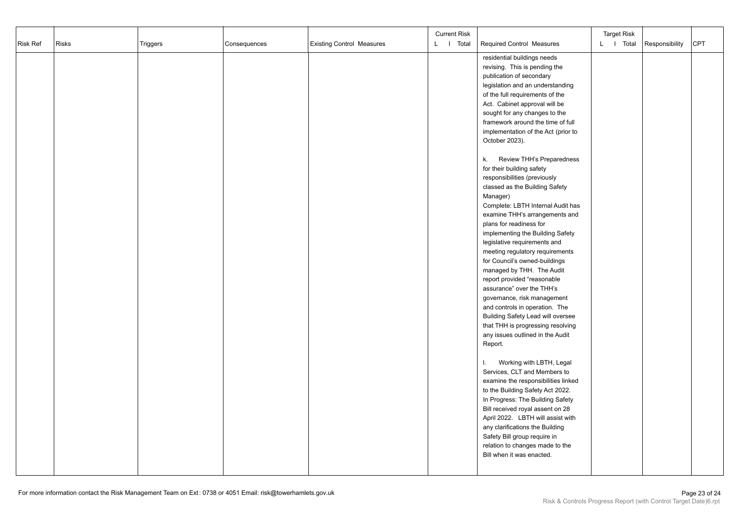| Risk Ref | Risks | Triggers | Consequences | Existing Control Measures | Current Risk L I Total | Required Control Measures | Target Risk L I Total | Responsibility | CPT |
|---|---|---|---|---|---|---|---|---|---|
| | | | | | | residential buildings needs revising. This is pending the publication of secondary legislation and an understanding of the full requirements of the Act. Cabinet approval will be sought for any changes to the framework around the time of full implementation of the Act (prior to October 2023).<br><br>k. Review THH's Preparedness for their building safety responsibilities (previously classed as the Building Safety Manager)<br>Complete: LBTH Internal Audit has examine THH's arrangements and plans for readiness for implementing the Building Safety legislative requirements and meeting regulatory requirements for Council's owned-buildings managed by THH. The Audit report provided "reasonable assurance" over the THH's governance, risk management and controls in operation. The Building Safety Lead will oversee that THH is progressing resolving any issues outlined in the Audit Report.<br><br>l. Working with LBTH, Legal Services, CLT and Members to examine the responsibilities linked to the Building Safety Act 2022.<br>In Progress: The Building Safety Bill received royal assent on 28 April 2022. LBTH will assist with any clarifications the Building Safety Bill group require in relation to changes made to the Bill when it was enacted. | | | |

For more information contact the Risk Management Team on Ext: 0738 or 4051 Email: risk@towerhamlets.gov.uk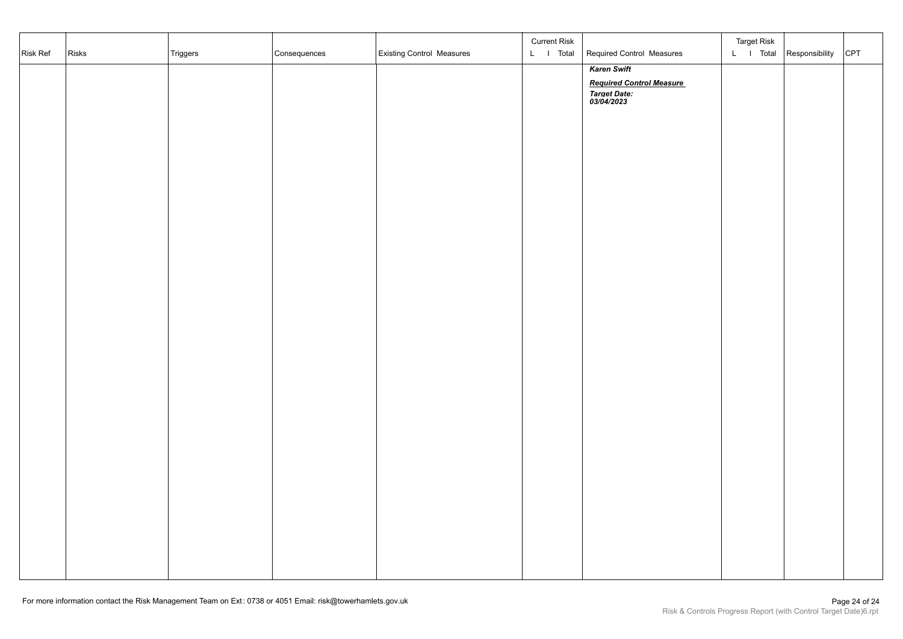| Risk Ref | Risks | Triggers | Consequences | Existing Control Measures | Current Risk L I Total | Required Control Measures | Target Risk L I Total | Responsibility | CPT |
|---|---|---|---|---|---|---|---|---|---|
| | | | | | | ***Karen Swift*** <br> ***Required Control Measure*** <br> ***Target Date: 03/04/2023*** | | | |